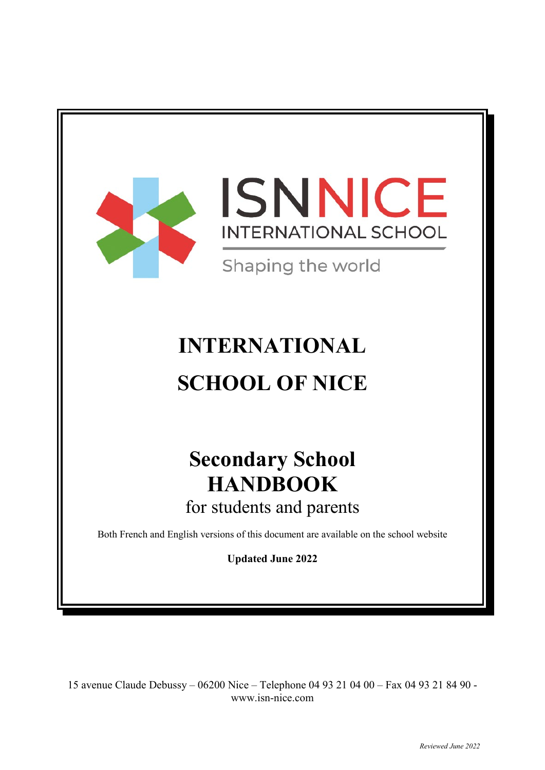ISNNICE
INTERNATIONAL SCHOOL
Shaping the world

# INTERNATIONAL SCHOOL OF NICE

## Secondary School HANDBOOK

for students and parents

Both French and English versions of this document are available on the school website

**Updated June 2022**

15 avenue Claude Debussy – 06200 Nice – Telephone 04 93 21 04 00 – Fax 04 93 21 84 90 - www.isn-nice.com

*Reviewed June 2022*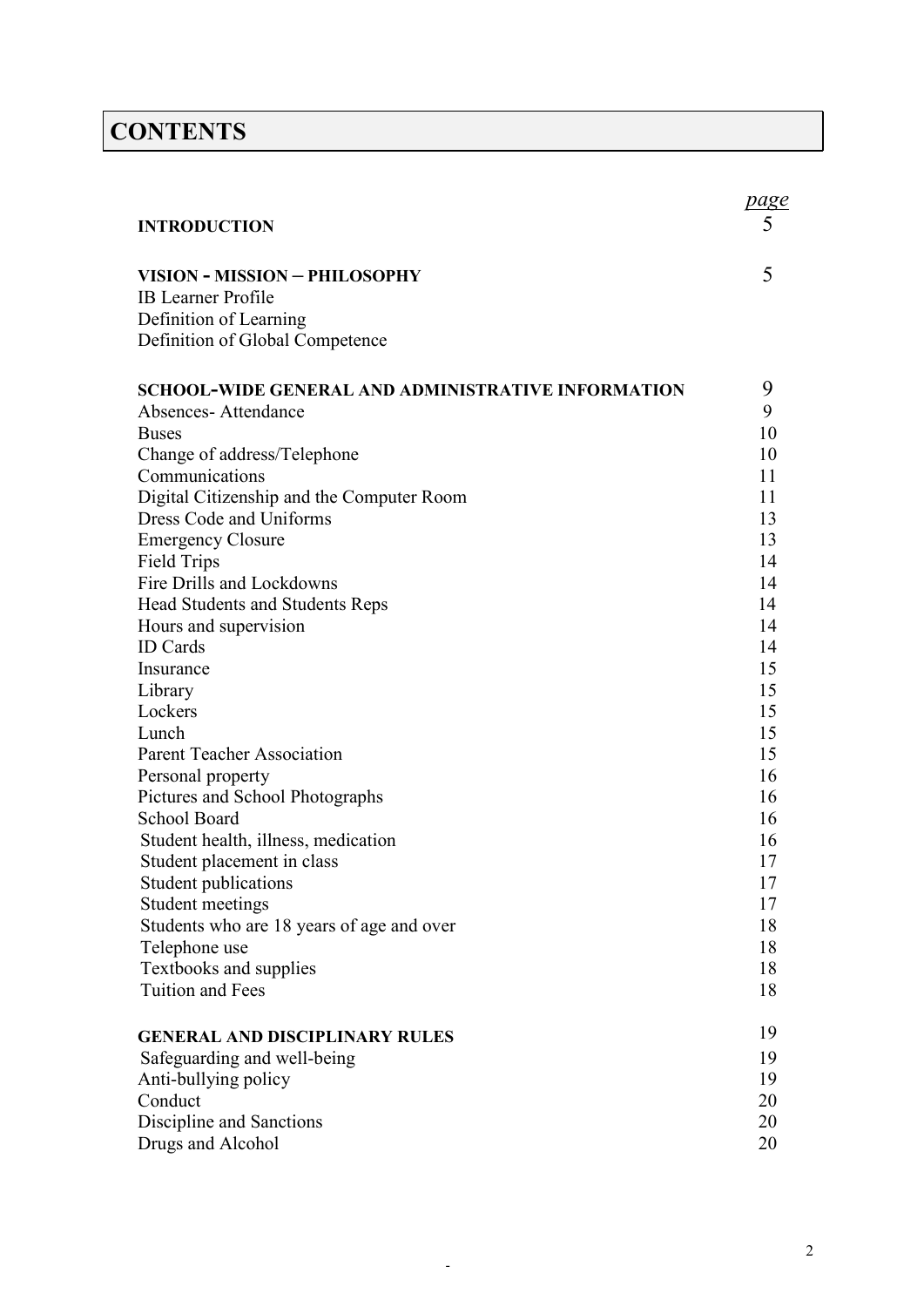# CONTENTS

| | *page* |
|---|---|
| **INTRODUCTION** | 5 |
| | |
| **VISION - MISSION – PHILOSOPHY** | 5 |
| IB Learner Profile | |
| Definition of Learning | |
| Definition of Global Competence | |
| | |
| **SCHOOL-WIDE GENERAL AND ADMINISTRATIVE INFORMATION** | 9 |
| Absences- Attendance | 9 |
| Buses | 10 |
| Change of address/Telephone | 10 |
| Communications | 11 |
| Digital Citizenship and the Computer Room | 11 |
| Dress Code and Uniforms | 13 |
| Emergency Closure | 13 |
| Field Trips | 14 |
| Fire Drills and Lockdowns | 14 |
| Head Students and Students Reps | 14 |
| Hours and supervision | 14 |
| ID Cards | 14 |
| Insurance | 15 |
| Library | 15 |
| Lockers | 15 |
| Lunch | 15 |
| Parent Teacher Association | 15 |
| Personal property | 16 |
| Pictures and School Photographs | 16 |
| School Board | 16 |
| Student health, illness, medication | 16 |
| Student placement in class | 17 |
| Student publications | 17 |
| Student meetings | 17 |
| Students who are 18 years of age and over | 18 |
| Telephone use | 18 |
| Textbooks and supplies | 18 |
| Tuition and Fees | 18 |
| | |
| **GENERAL AND DISCIPLINARY RULES** | 19 |
| Safeguarding and well-being | 19 |
| Anti-bullying policy | 19 |
| Conduct | 20 |
| Discipline and Sanctions | 20 |
| Drugs and Alcohol | 20 |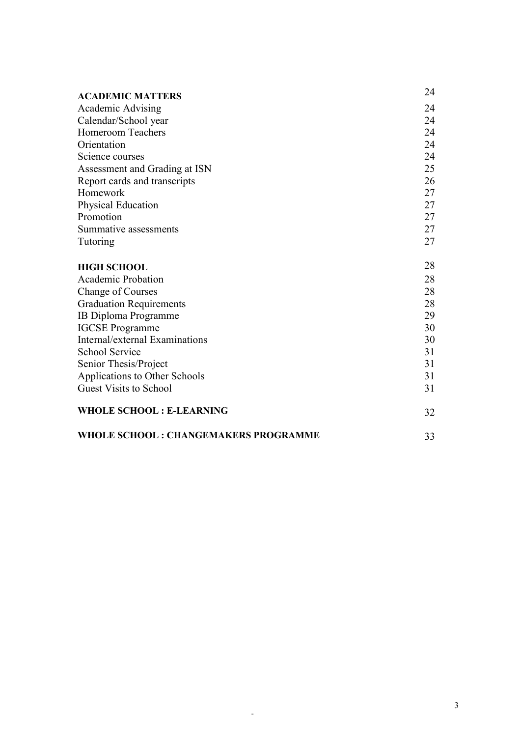| | |
|---|---|
| **ACADEMIC MATTERS** | 24 |
| Academic Advising | 24 |
| Calendar/School year | 24 |
| Homeroom Teachers | 24 |
| Orientation | 24 |
| Science courses | 24 |
| Assessment and Grading at ISN | 25 |
| Report cards and transcripts | 26 |
| Homework | 27 |
| Physical Education | 27 |
| Promotion | 27 |
| Summative assessments | 27 |
| Tutoring | 27 |
| **HIGH SCHOOL** | 28 |
| Academic Probation | 28 |
| Change of Courses | 28 |
| Graduation Requirements | 28 |
| IB Diploma Programme | 29 |
| IGCSE Programme | 30 |
| Internal/external Examinations | 30 |
| School Service | 31 |
| Senior Thesis/Project | 31 |
| Applications to Other Schools | 31 |
| Guest Visits to School | 31 |
| **WHOLE SCHOOL : E-LEARNING** | 32 |
| **WHOLE SCHOOL : CHANGEMAKERS PROGRAMME** | 33 |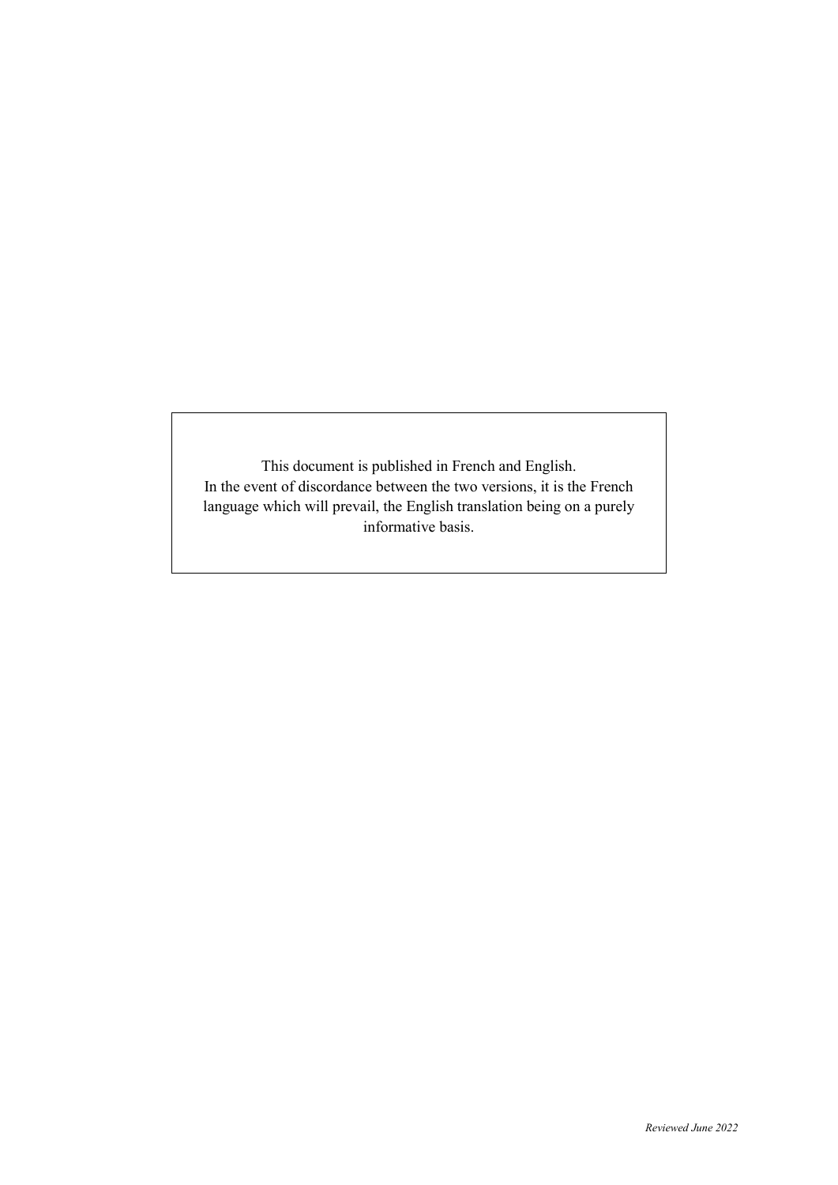This document is published in French and English.
In the event of discordance between the two versions, it is the French language which will prevail, the English translation being on a purely informative basis.

*Reviewed June 2022*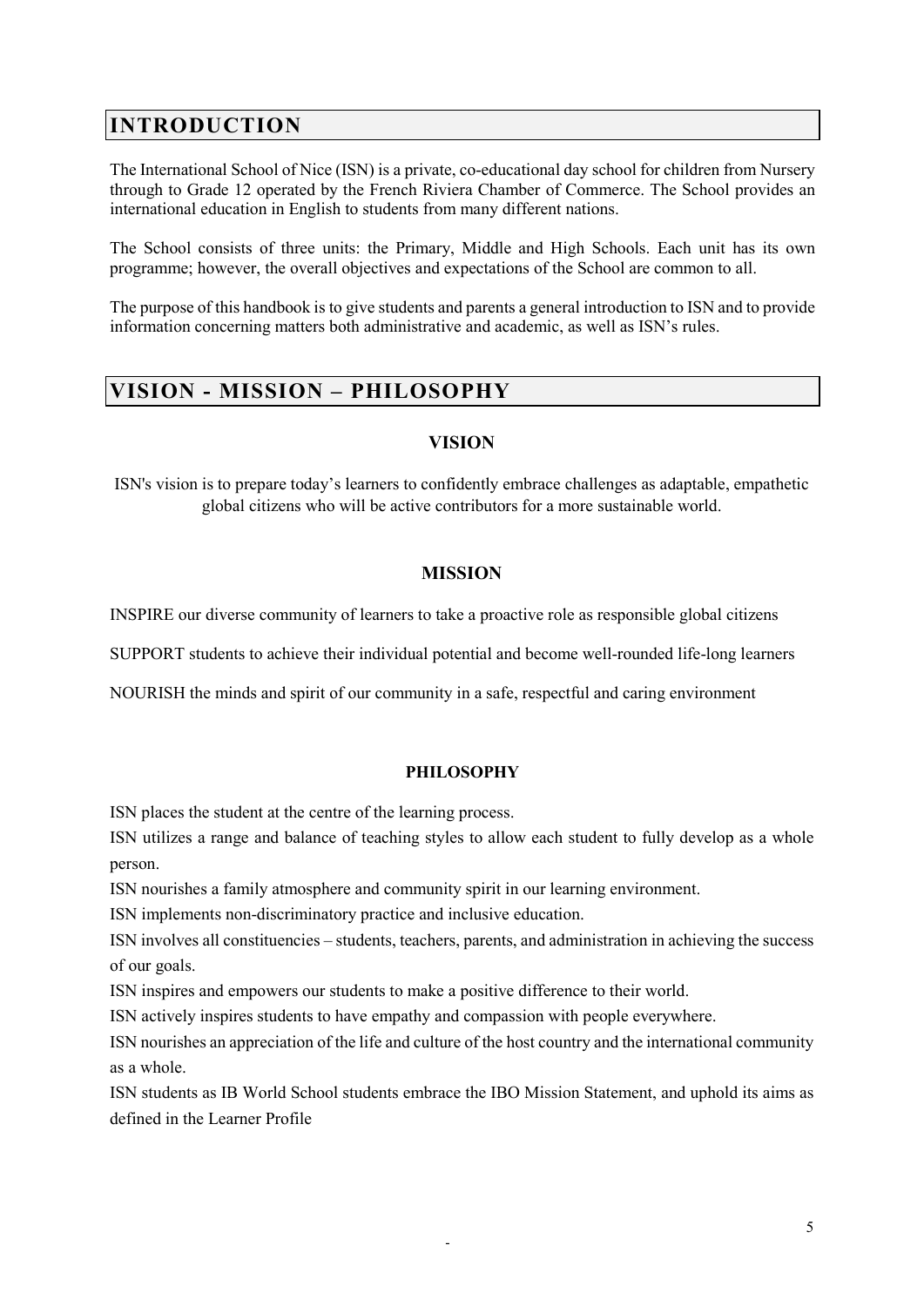## INTRODUCTION

The International School of Nice (ISN) is a private, co-educational day school for children from Nursery through to Grade 12 operated by the French Riviera Chamber of Commerce. The School provides an international education in English to students from many different nations.

The School consists of three units: the Primary, Middle and High Schools. Each unit has its own programme; however, the overall objectives and expectations of the School are common to all.

The purpose of this handbook is to give students and parents a general introduction to ISN and to provide information concerning matters both administrative and academic, as well as ISN's rules.

## VISION - MISSION – PHILOSOPHY

### VISION

ISN's vision is to prepare today's learners to confidently embrace challenges as adaptable, empathetic global citizens who will be active contributors for a more sustainable world.

### MISSION

INSPIRE our diverse community of learners to take a proactive role as responsible global citizens

SUPPORT students to achieve their individual potential and become well-rounded life-long learners

NOURISH the minds and spirit of our community in a safe, respectful and caring environment

### PHILOSOPHY

ISN places the student at the centre of the learning process.

ISN utilizes a range and balance of teaching styles to allow each student to fully develop as a whole person.

ISN nourishes a family atmosphere and community spirit in our learning environment.

ISN implements non-discriminatory practice and inclusive education.

ISN involves all constituencies – students, teachers, parents, and administration in achieving the success of our goals.

ISN inspires and empowers our students to make a positive difference to their world.

ISN actively inspires students to have empathy and compassion with people everywhere.

ISN nourishes an appreciation of the life and culture of the host country and the international community as a whole.

ISN students as IB World School students embrace the IBO Mission Statement, and uphold its aims as defined in the Learner Profile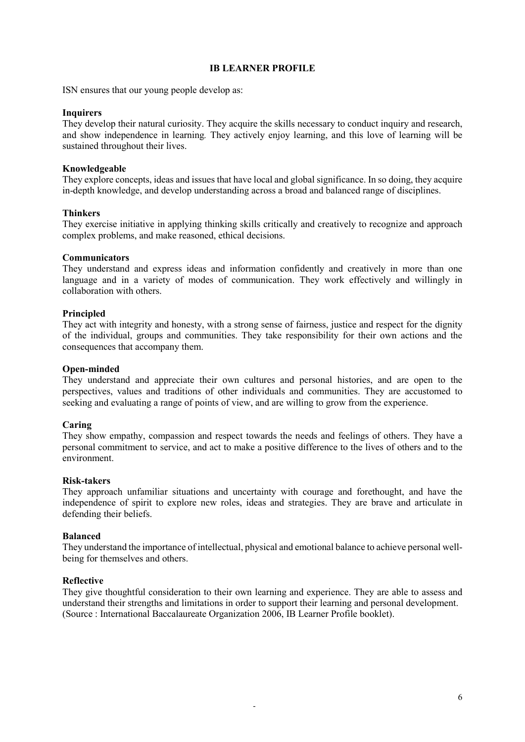## IB LEARNER PROFILE

ISN ensures that our young people develop as:

**Inquirers**
They develop their natural curiosity. They acquire the skills necessary to conduct inquiry and research, and show independence in learning. They actively enjoy learning, and this love of learning will be sustained throughout their lives.

**Knowledgeable**
They explore concepts, ideas and issues that have local and global significance. In so doing, they acquire in-depth knowledge, and develop understanding across a broad and balanced range of disciplines.

**Thinkers**
They exercise initiative in applying thinking skills critically and creatively to recognize and approach complex problems, and make reasoned, ethical decisions.

**Communicators**
They understand and express ideas and information confidently and creatively in more than one language and in a variety of modes of communication. They work effectively and willingly in collaboration with others.

**Principled**
They act with integrity and honesty, with a strong sense of fairness, justice and respect for the dignity of the individual, groups and communities. They take responsibility for their own actions and the consequences that accompany them.

**Open-minded**
They understand and appreciate their own cultures and personal histories, and are open to the perspectives, values and traditions of other individuals and communities. They are accustomed to seeking and evaluating a range of points of view, and are willing to grow from the experience.

**Caring**
They show empathy, compassion and respect towards the needs and feelings of others. They have a personal commitment to service, and act to make a positive difference to the lives of others and to the environment.

**Risk-takers**
They approach unfamiliar situations and uncertainty with courage and forethought, and have the independence of spirit to explore new roles, ideas and strategies. They are brave and articulate in defending their beliefs.

**Balanced**
They understand the importance of intellectual, physical and emotional balance to achieve personal well-being for themselves and others.

**Reflective**
They give thoughtful consideration to their own learning and experience. They are able to assess and understand their strengths and limitations in order to support their learning and personal development.
(Source : International Baccalaureate Organization 2006, IB Learner Profile booklet).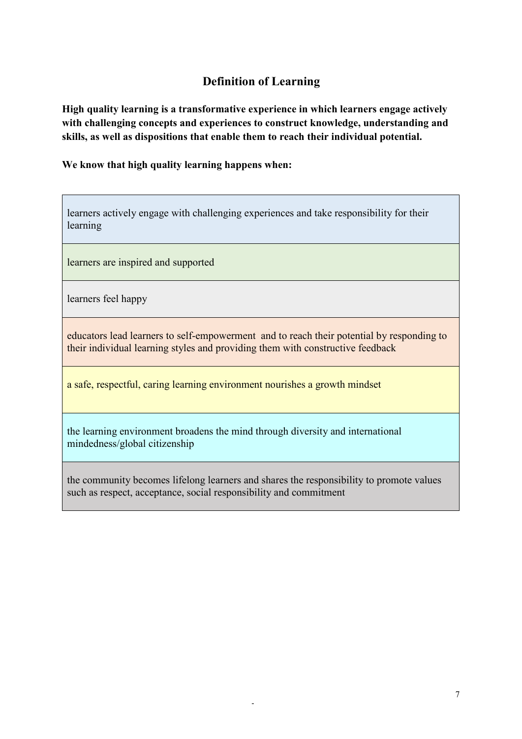## Definition of Learning

**High quality learning is a transformative experience in which learners engage actively with challenging concepts and experiences to construct knowledge, understanding and skills, as well as dispositions that enable them to reach their individual potential.**

**We know that high quality learning happens when:**

| |
|---|
| learners actively engage with challenging experiences and take responsibility for their learning |
| learners are inspired and supported |
| learners feel happy |
| educators lead learners to self-empowerment and to reach their potential by responding to their individual learning styles and providing them with constructive feedback |
| a safe, respectful, caring learning environment nourishes a growth mindset |
| the learning environment broadens the mind through diversity and international mindedness/global citizenship |
| the community becomes lifelong learners and shares the responsibility to promote values such as respect, acceptance, social responsibility and commitment |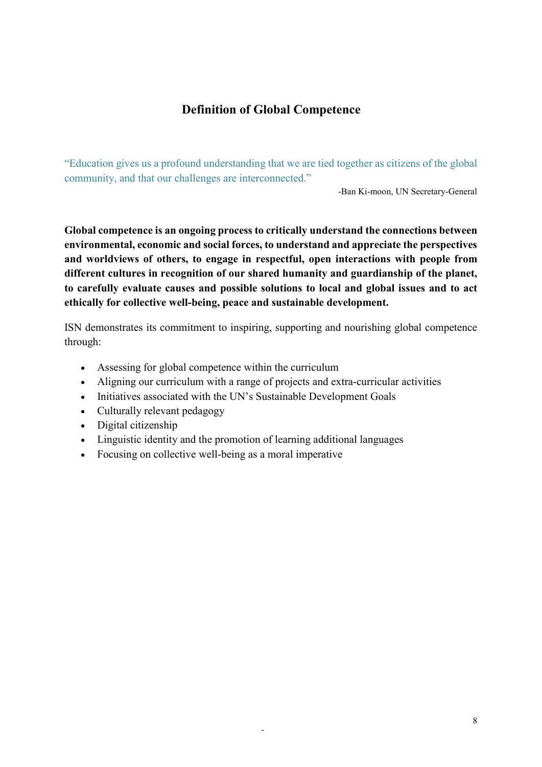## Definition of Global Competence

"Education gives us a profound understanding that we are tied together as citizens of the global community, and that our challenges are interconnected."

-Ban Ki-moon, UN Secretary-General

**Global competence is an ongoing process to critically understand the connections between environmental, economic and social forces, to understand and appreciate the perspectives and worldviews of others, to engage in respectful, open interactions with people from different cultures in recognition of our shared humanity and guardianship of the planet, to carefully evaluate causes and possible solutions to local and global issues and to act ethically for collective well-being, peace and sustainable development.**

ISN demonstrates its commitment to inspiring, supporting and nourishing global competence through:

- Assessing for global competence within the curriculum
- Aligning our curriculum with a range of projects and extra-curricular activities
- Initiatives associated with the UN's Sustainable Development Goals
- Culturally relevant pedagogy
- Digital citizenship
- Linguistic identity and the promotion of learning additional languages
- Focusing on collective well-being as a moral imperative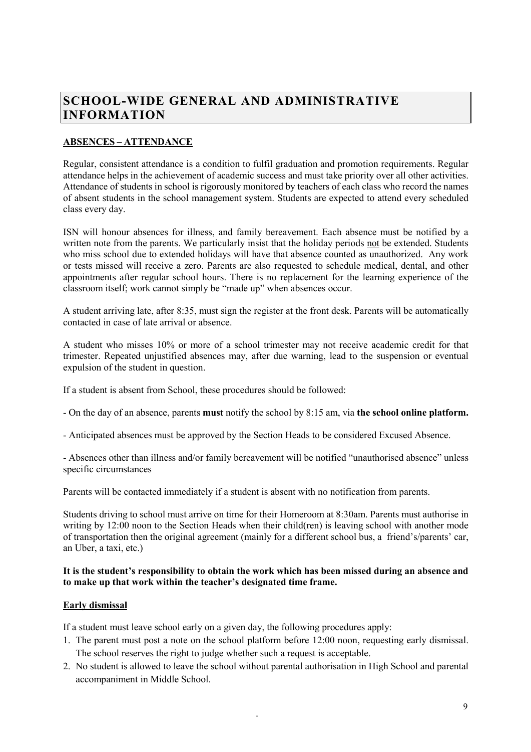# SCHOOL-WIDE GENERAL AND ADMINISTRATIVE INFORMATION

## ABSENCES – ATTENDANCE

Regular, consistent attendance is a condition to fulfil graduation and promotion requirements. Regular attendance helps in the achievement of academic success and must take priority over all other activities. Attendance of students in school is rigorously monitored by teachers of each class who record the names of absent students in the school management system. Students are expected to attend every scheduled class every day.

ISN will honour absences for illness, and family bereavement. Each absence must be notified by a written note from the parents. We particularly insist that the holiday periods not be extended. Students who miss school due to extended holidays will have that absence counted as unauthorized. Any work or tests missed will receive a zero. Parents are also requested to schedule medical, dental, and other appointments after regular school hours. There is no replacement for the learning experience of the classroom itself; work cannot simply be "made up" when absences occur.

A student arriving late, after 8:35, must sign the register at the front desk. Parents will be automatically contacted in case of late arrival or absence.

A student who misses 10% or more of a school trimester may not receive academic credit for that trimester. Repeated unjustified absences may, after due warning, lead to the suspension or eventual expulsion of the student in question.

If a student is absent from School, these procedures should be followed:

- On the day of an absence, parents **must** notify the school by 8:15 am, via **the school online platform.**

- Anticipated absences must be approved by the Section Heads to be considered Excused Absence.

- Absences other than illness and/or family bereavement will be notified "unauthorised absence" unless specific circumstances

Parents will be contacted immediately if a student is absent with no notification from parents.

Students driving to school must arrive on time for their Homeroom at 8:30am. Parents must authorise in writing by 12:00 noon to the Section Heads when their child(ren) is leaving school with another mode of transportation then the original agreement (mainly for a different school bus, a friend's/parents' car, an Uber, a taxi, etc.)

**It is the student's responsibility to obtain the work which has been missed during an absence and to make up that work within the teacher's designated time frame.**

### Early dismissal

If a student must leave school early on a given day, the following procedures apply:

1. The parent must post a note on the school platform before 12:00 noon, requesting early dismissal. The school reserves the right to judge whether such a request is acceptable.
2. No student is allowed to leave the school without parental authorisation in High School and parental accompaniment in Middle School.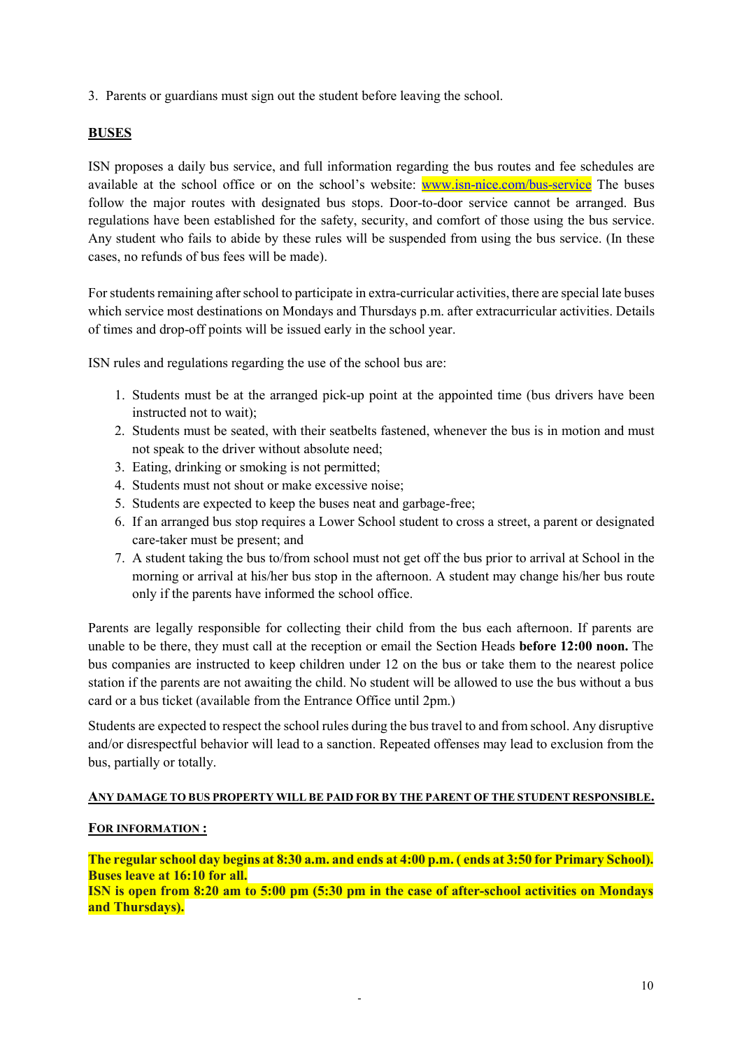3. Parents or guardians must sign out the student before leaving the school.

## BUSES

ISN proposes a daily bus service, and full information regarding the bus routes and fee schedules are available at the school office or on the school's website: www.isn-nice.com/bus-service The buses follow the major routes with designated bus stops. Door-to-door service cannot be arranged. Bus regulations have been established for the safety, security, and comfort of those using the bus service. Any student who fails to abide by these rules will be suspended from using the bus service. (In these cases, no refunds of bus fees will be made).

For students remaining after school to participate in extra-curricular activities, there are special late buses which service most destinations on Mondays and Thursdays p.m. after extracurricular activities. Details of times and drop-off points will be issued early in the school year.

ISN rules and regulations regarding the use of the school bus are:

1. Students must be at the arranged pick-up point at the appointed time (bus drivers have been instructed not to wait);
2. Students must be seated, with their seatbelts fastened, whenever the bus is in motion and must not speak to the driver without absolute need;
3. Eating, drinking or smoking is not permitted;
4. Students must not shout or make excessive noise;
5. Students are expected to keep the buses neat and garbage-free;
6. If an arranged bus stop requires a Lower School student to cross a street, a parent or designated care-taker must be present; and
7. A student taking the bus to/from school must not get off the bus prior to arrival at School in the morning or arrival at his/her bus stop in the afternoon. A student may change his/her bus route only if the parents have informed the school office.

Parents are legally responsible for collecting their child from the bus each afternoon. If parents are unable to be there, they must call at the reception or email the Section Heads **before 12:00 noon.** The bus companies are instructed to keep children under 12 on the bus or take them to the nearest police station if the parents are not awaiting the child. No student will be allowed to use the bus without a bus card or a bus ticket (available from the Entrance Office until 2pm.)

Students are expected to respect the school rules during the bus travel to and from school. Any disruptive and/or disrespectful behavior will lead to a sanction. Repeated offenses may lead to exclusion from the bus, partially or totally.

**ANY DAMAGE TO BUS PROPERTY WILL BE PAID FOR BY THE PARENT OF THE STUDENT RESPONSIBLE.**

**FOR INFORMATION :**

**The regular school day begins at 8:30 a.m. and ends at 4:00 p.m. ( ends at 3:50 for Primary School). Buses leave at 16:10 for all.**
**ISN is open from 8:20 am to 5:00 pm (5:30 pm in the case of after-school activities on Mondays and Thursdays).**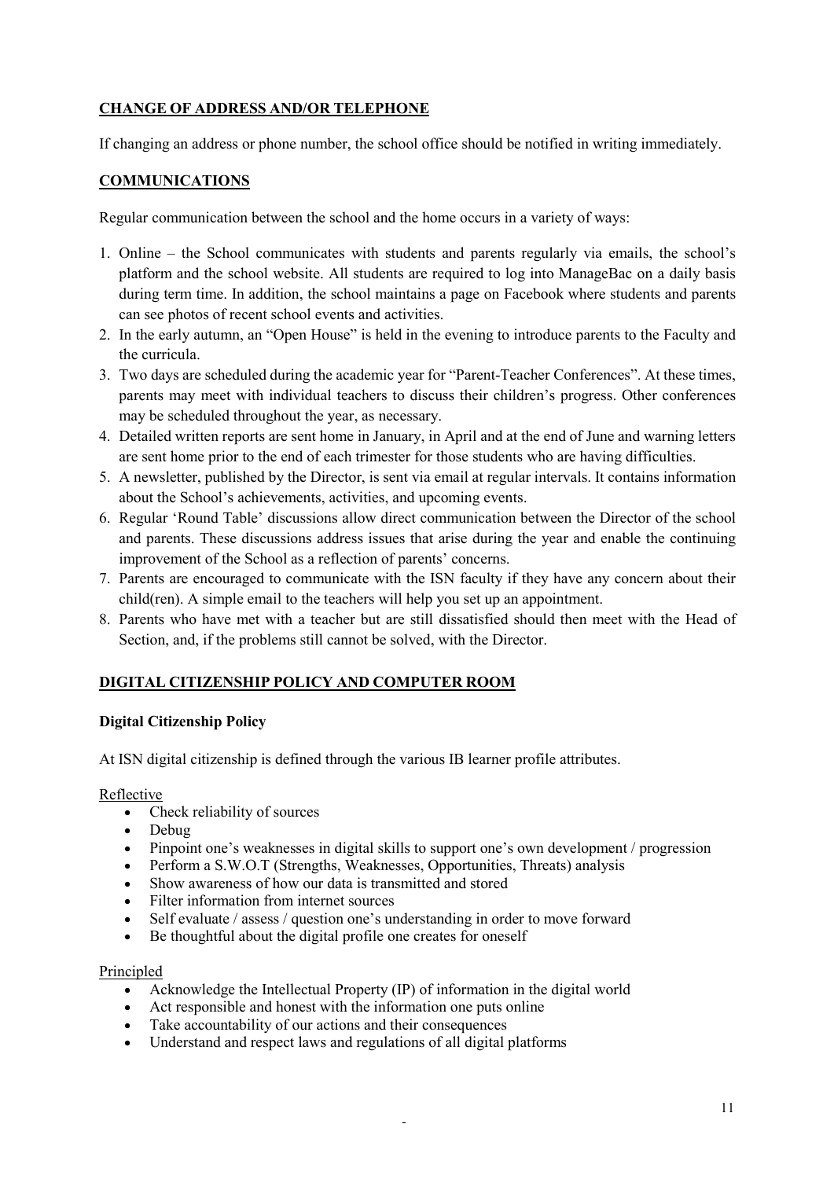## CHANGE OF ADDRESS AND/OR TELEPHONE

If changing an address or phone number, the school office should be notified in writing immediately.

## COMMUNICATIONS

Regular communication between the school and the home occurs in a variety of ways:

1. Online – the School communicates with students and parents regularly via emails, the school's platform and the school website. All students are required to log into ManageBac on a daily basis during term time. In addition, the school maintains a page on Facebook where students and parents can see photos of recent school events and activities.
2. In the early autumn, an "Open House" is held in the evening to introduce parents to the Faculty and the curricula.
3. Two days are scheduled during the academic year for "Parent-Teacher Conferences". At these times, parents may meet with individual teachers to discuss their children's progress. Other conferences may be scheduled throughout the year, as necessary.
4. Detailed written reports are sent home in January, in April and at the end of June and warning letters are sent home prior to the end of each trimester for those students who are having difficulties.
5. A newsletter, published by the Director, is sent via email at regular intervals. It contains information about the School's achievements, activities, and upcoming events.
6. Regular 'Round Table' discussions allow direct communication between the Director of the school and parents. These discussions address issues that arise during the year and enable the continuing improvement of the School as a reflection of parents' concerns.
7. Parents are encouraged to communicate with the ISN faculty if they have any concern about their child(ren). A simple email to the teachers will help you set up an appointment.
8. Parents who have met with a teacher but are still dissatisfied should then meet with the Head of Section, and, if the problems still cannot be solved, with the Director.

## DIGITAL CITIZENSHIP POLICY AND COMPUTER ROOM

### Digital Citizenship Policy

At ISN digital citizenship is defined through the various IB learner profile attributes.

Reflective

- Check reliability of sources
- Debug
- Pinpoint one's weaknesses in digital skills to support one's own development / progression
- Perform a S.W.O.T (Strengths, Weaknesses, Opportunities, Threats) analysis
- Show awareness of how our data is transmitted and stored
- Filter information from internet sources
- Self evaluate / assess / question one's understanding in order to move forward
- Be thoughtful about the digital profile one creates for oneself

Principled

- Acknowledge the Intellectual Property (IP) of information in the digital world
- Act responsible and honest with the information one puts online
- Take accountability of our actions and their consequences
- Understand and respect laws and regulations of all digital platforms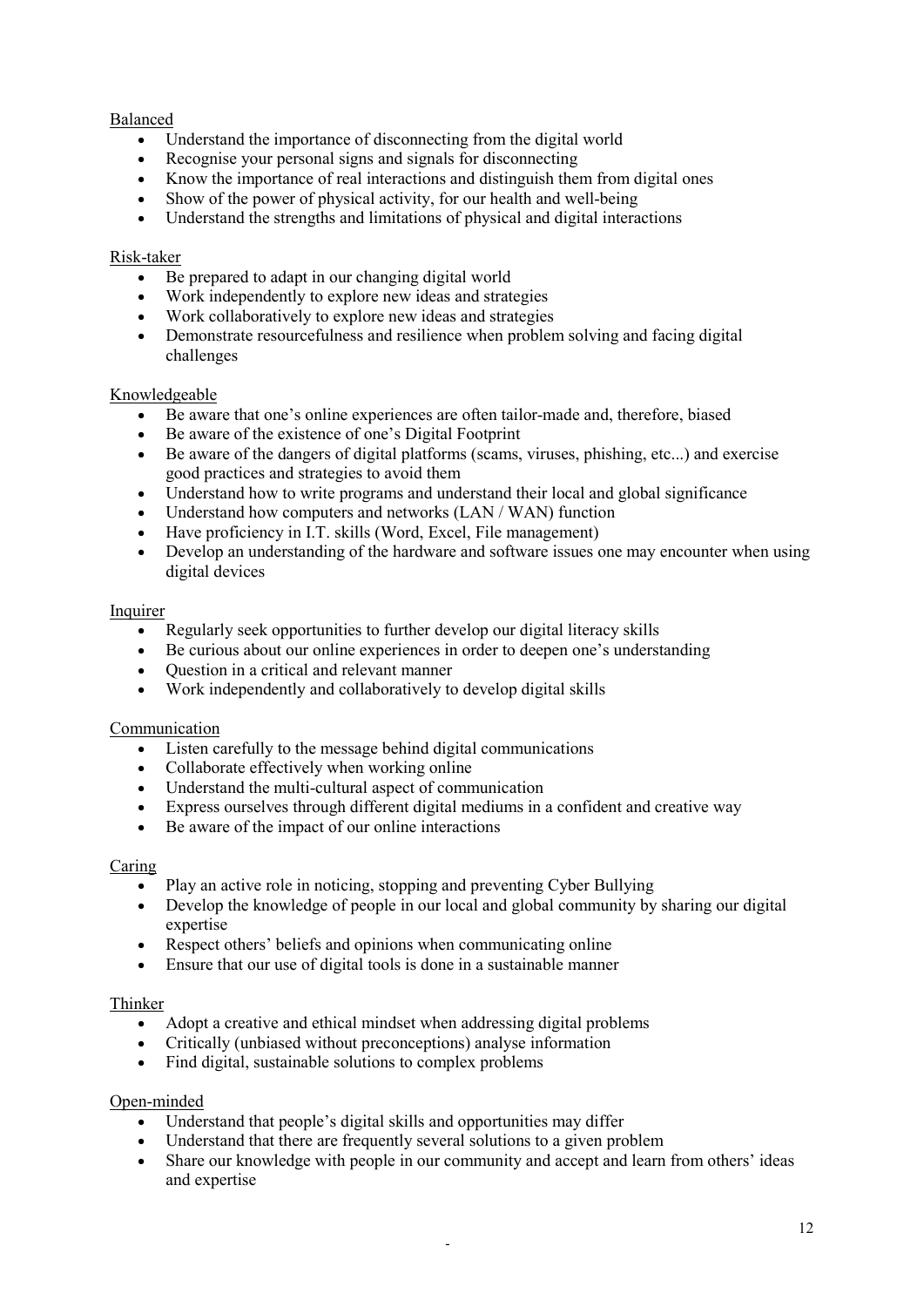<u>Balanced</u>

- Understand the importance of disconnecting from the digital world
- Recognise your personal signs and signals for disconnecting
- Know the importance of real interactions and distinguish them from digital ones
- Show of the power of physical activity, for our health and well-being
- Understand the strengths and limitations of physical and digital interactions

<u>Risk-taker</u>

- Be prepared to adapt in our changing digital world
- Work independently to explore new ideas and strategies
- Work collaboratively to explore new ideas and strategies
- Demonstrate resourcefulness and resilience when problem solving and facing digital challenges

<u>Knowledgeable</u>

- Be aware that one's online experiences are often tailor-made and, therefore, biased
- Be aware of the existence of one's Digital Footprint
- Be aware of the dangers of digital platforms (scams, viruses, phishing, etc...) and exercise good practices and strategies to avoid them
- Understand how to write programs and understand their local and global significance
- Understand how computers and networks (LAN / WAN) function
- Have proficiency in I.T. skills (Word, Excel, File management)
- Develop an understanding of the hardware and software issues one may encounter when using digital devices

<u>Inquirer</u>

- Regularly seek opportunities to further develop our digital literacy skills
- Be curious about our online experiences in order to deepen one's understanding
- Question in a critical and relevant manner
- Work independently and collaboratively to develop digital skills

<u>Communication</u>

- Listen carefully to the message behind digital communications
- Collaborate effectively when working online
- Understand the multi-cultural aspect of communication
- Express ourselves through different digital mediums in a confident and creative way
- Be aware of the impact of our online interactions

<u>Caring</u>

- Play an active role in noticing, stopping and preventing Cyber Bullying
- Develop the knowledge of people in our local and global community by sharing our digital expertise
- Respect others' beliefs and opinions when communicating online
- Ensure that our use of digital tools is done in a sustainable manner

<u>Thinker</u>

- Adopt a creative and ethical mindset when addressing digital problems
- Critically (unbiased without preconceptions) analyse information
- Find digital, sustainable solutions to complex problems

<u>Open-minded</u>

- Understand that people's digital skills and opportunities may differ
- Understand that there are frequently several solutions to a given problem
- Share our knowledge with people in our community and accept and learn from others' ideas and expertise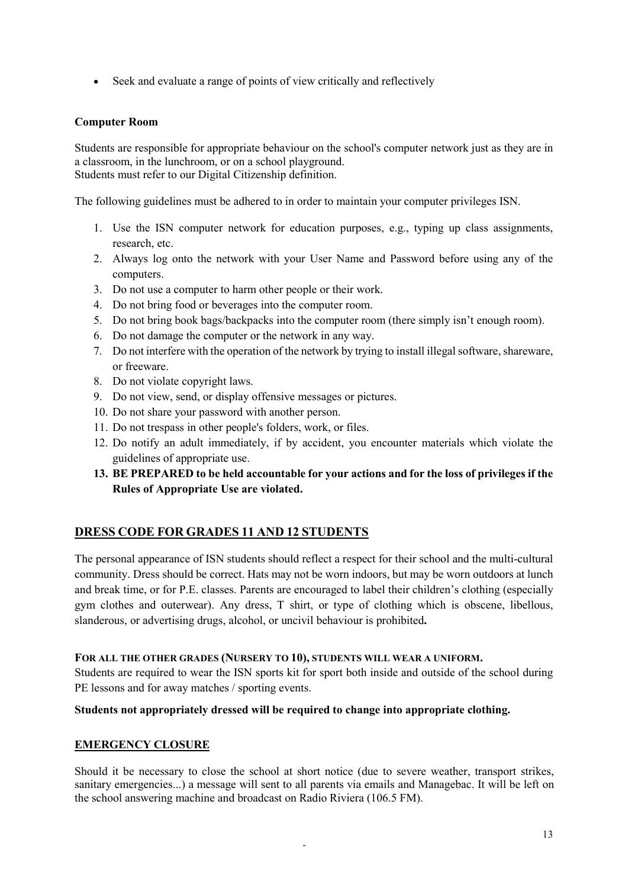- Seek and evaluate a range of points of view critically and reflectively

**Computer Room**

Students are responsible for appropriate behaviour on the school's computer network just as they are in a classroom, in the lunchroom, or on a school playground.
Students must refer to our Digital Citizenship definition.

The following guidelines must be adhered to in order to maintain your computer privileges ISN.

1. Use the ISN computer network for education purposes, e.g., typing up class assignments, research, etc.
2. Always log onto the network with your User Name and Password before using any of the computers.
3. Do not use a computer to harm other people or their work.
4. Do not bring food or beverages into the computer room.
5. Do not bring book bags/backpacks into the computer room (there simply isn't enough room).
6. Do not damage the computer or the network in any way.
7. Do not interfere with the operation of the network by trying to install illegal software, shareware, or freeware.
8. Do not violate copyright laws.
9. Do not view, send, or display offensive messages or pictures.
10. Do not share your password with another person.
11. Do not trespass in other people's folders, work, or files.
12. Do notify an adult immediately, if by accident, you encounter materials which violate the guidelines of appropriate use.
13. **BE PREPARED to be held accountable for your actions and for the loss of privileges if the Rules of Appropriate Use are violated.**

## DRESS CODE FOR GRADES 11 AND 12 STUDENTS

The personal appearance of ISN students should reflect a respect for their school and the multi-cultural community. Dress should be correct. Hats may not be worn indoors, but may be worn outdoors at lunch and break time, or for P.E. classes. Parents are encouraged to label their children's clothing (especially gym clothes and outerwear). Any dress, T shirt, or type of clothing which is obscene, libellous, slanderous, or advertising drugs, alcohol, or uncivil behaviour is prohibited**.**

**FOR ALL THE OTHER GRADES (NURSERY TO 10), STUDENTS WILL WEAR A UNIFORM.**
Students are required to wear the ISN sports kit for sport both inside and outside of the school during PE lessons and for away matches / sporting events.

**Students not appropriately dressed will be required to change into appropriate clothing.**

## EMERGENCY CLOSURE

Should it be necessary to close the school at short notice (due to severe weather, transport strikes, sanitary emergencies...) a message will sent to all parents via emails and Managebac. It will be left on the school answering machine and broadcast on Radio Riviera (106.5 FM).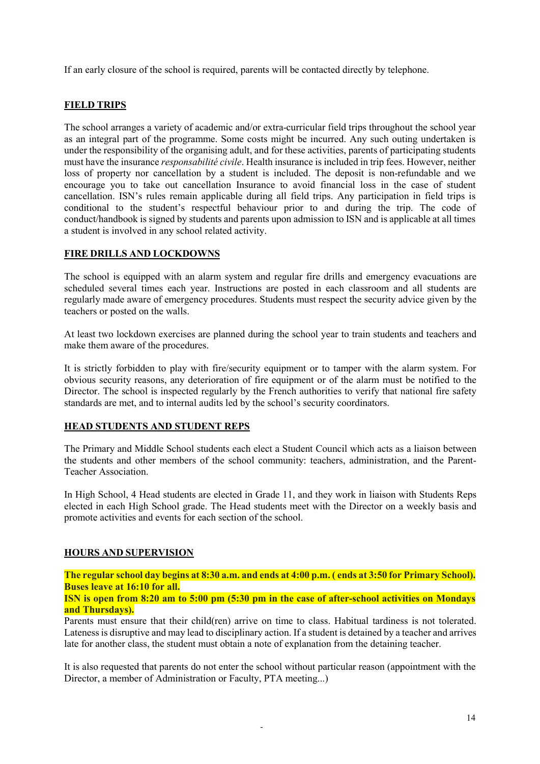If an early closure of the school is required, parents will be contacted directly by telephone.

## FIELD TRIPS

The school arranges a variety of academic and/or extra-curricular field trips throughout the school year as an integral part of the programme. Some costs might be incurred. Any such outing undertaken is under the responsibility of the organising adult, and for these activities, parents of participating students must have the insurance *responsabilité civile*. Health insurance is included in trip fees. However, neither loss of property nor cancellation by a student is included. The deposit is non-refundable and we encourage you to take out cancellation Insurance to avoid financial loss in the case of student cancellation. ISN's rules remain applicable during all field trips. Any participation in field trips is conditional to the student's respectful behaviour prior to and during the trip. The code of conduct/handbook is signed by students and parents upon admission to ISN and is applicable at all times a student is involved in any school related activity.

## FIRE DRILLS AND LOCKDOWNS

The school is equipped with an alarm system and regular fire drills and emergency evacuations are scheduled several times each year. Instructions are posted in each classroom and all students are regularly made aware of emergency procedures. Students must respect the security advice given by the teachers or posted on the walls.

At least two lockdown exercises are planned during the school year to train students and teachers and make them aware of the procedures.

It is strictly forbidden to play with fire/security equipment or to tamper with the alarm system. For obvious security reasons, any deterioration of fire equipment or of the alarm must be notified to the Director. The school is inspected regularly by the French authorities to verify that national fire safety standards are met, and to internal audits led by the school's security coordinators.

## HEAD STUDENTS AND STUDENT REPS

The Primary and Middle School students each elect a Student Council which acts as a liaison between the students and other members of the school community: teachers, administration, and the Parent-Teacher Association.

In High School, 4 Head students are elected in Grade 11, and they work in liaison with Students Reps elected in each High School grade. The Head students meet with the Director on a weekly basis and promote activities and events for each section of the school.

## HOURS AND SUPERVISION

**The regular school day begins at 8:30 a.m. and ends at 4:00 p.m. ( ends at 3:50 for Primary School). Buses leave at 16:10 for all.**

**ISN is open from 8:20 am to 5:00 pm (5:30 pm in the case of after-school activities on Mondays and Thursdays).**

Parents must ensure that their child(ren) arrive on time to class. Habitual tardiness is not tolerated. Lateness is disruptive and may lead to disciplinary action. If a student is detained by a teacher and arrives late for another class, the student must obtain a note of explanation from the detaining teacher.

It is also requested that parents do not enter the school without particular reason (appointment with the Director, a member of Administration or Faculty, PTA meeting...)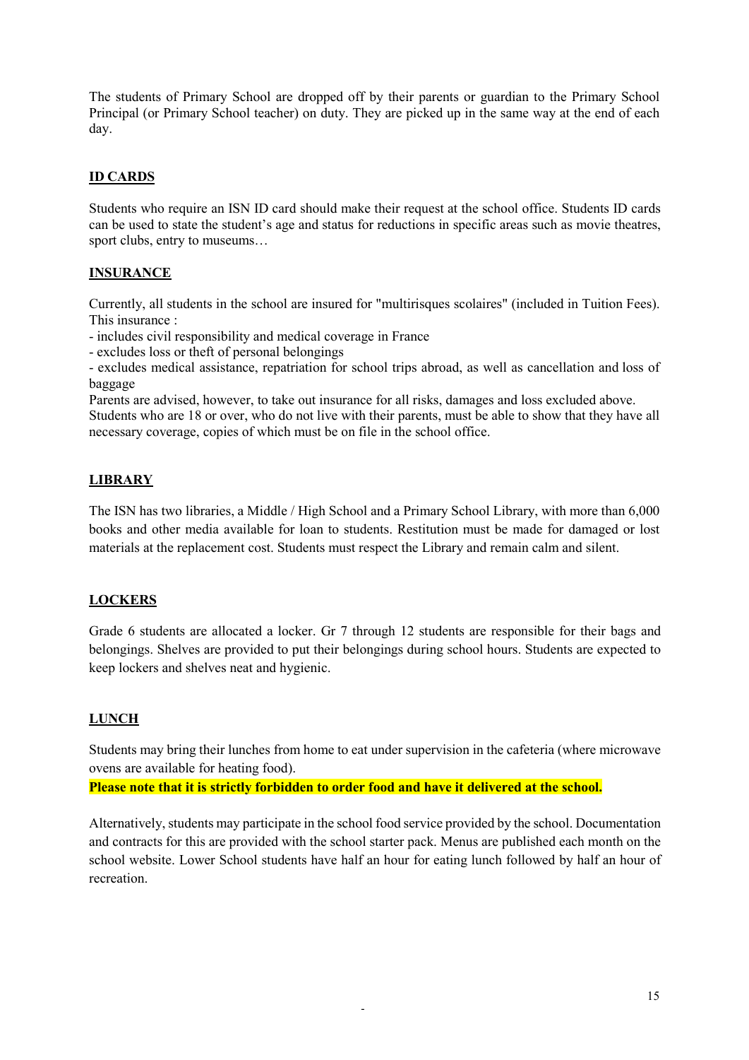The students of Primary School are dropped off by their parents or guardian to the Primary School Principal (or Primary School teacher) on duty. They are picked up in the same way at the end of each day.

## ID CARDS

Students who require an ISN ID card should make their request at the school office. Students ID cards can be used to state the student's age and status for reductions in specific areas such as movie theatres, sport clubs, entry to museums…

## INSURANCE

Currently, all students in the school are insured for "multirisques scolaires" (included in Tuition Fees). This insurance :

- includes civil responsibility and medical coverage in France
- excludes loss or theft of personal belongings
- excludes medical assistance, repatriation for school trips abroad, as well as cancellation and loss of baggage

Parents are advised, however, to take out insurance for all risks, damages and loss excluded above. Students who are 18 or over, who do not live with their parents, must be able to show that they have all necessary coverage, copies of which must be on file in the school office.

## LIBRARY

The ISN has two libraries, a Middle / High School and a Primary School Library, with more than 6,000 books and other media available for loan to students. Restitution must be made for damaged or lost materials at the replacement cost. Students must respect the Library and remain calm and silent.

## LOCKERS

Grade 6 students are allocated a locker. Gr 7 through 12 students are responsible for their bags and belongings. Shelves are provided to put their belongings during school hours. Students are expected to keep lockers and shelves neat and hygienic.

## LUNCH

Students may bring their lunches from home to eat under supervision in the cafeteria (where microwave ovens are available for heating food).

**Please note that it is strictly forbidden to order food and have it delivered at the school.**

Alternatively, students may participate in the school food service provided by the school. Documentation and contracts for this are provided with the school starter pack. Menus are published each month on the school website. Lower School students have half an hour for eating lunch followed by half an hour of recreation.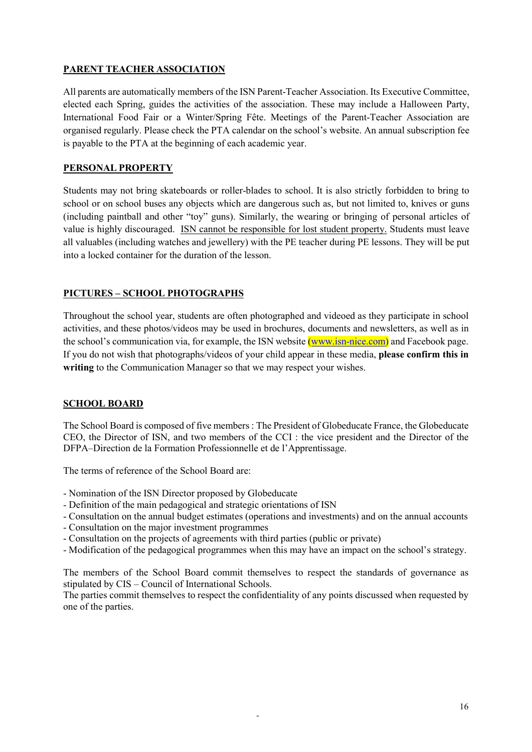## PARENT TEACHER ASSOCIATION

All parents are automatically members of the ISN Parent-Teacher Association. Its Executive Committee, elected each Spring, guides the activities of the association. These may include a Halloween Party, International Food Fair or a Winter/Spring Fête. Meetings of the Parent-Teacher Association are organised regularly. Please check the PTA calendar on the school's website. An annual subscription fee is payable to the PTA at the beginning of each academic year.

## PERSONAL PROPERTY

Students may not bring skateboards or roller-blades to school. It is also strictly forbidden to bring to school or on school buses any objects which are dangerous such as, but not limited to, knives or guns (including paintball and other "toy" guns). Similarly, the wearing or bringing of personal articles of value is highly discouraged. ISN cannot be responsible for lost student property. Students must leave all valuables (including watches and jewellery) with the PE teacher during PE lessons. They will be put into a locked container for the duration of the lesson.

## PICTURES – SCHOOL PHOTOGRAPHS

Throughout the school year, students are often photographed and videoed as they participate in school activities, and these photos/videos may be used in brochures, documents and newsletters, as well as in the school's communication via, for example, the ISN website (www.isn-nice.com) and Facebook page. If you do not wish that photographs/videos of your child appear in these media, **please confirm this in writing** to the Communication Manager so that we may respect your wishes.

## SCHOOL BOARD

The School Board is composed of five members : The President of Globeducate France, the Globeducate CEO, the Director of ISN, and two members of the CCI : the vice president and the Director of the DFPA–Direction de la Formation Professionnelle et de l'Apprentissage.

The terms of reference of the School Board are:

- Nomination of the ISN Director proposed by Globeducate
- Definition of the main pedagogical and strategic orientations of ISN
- Consultation on the annual budget estimates (operations and investments) and on the annual accounts
- Consultation on the major investment programmes
- Consultation on the projects of agreements with third parties (public or private)
- Modification of the pedagogical programmes when this may have an impact on the school's strategy.

The members of the School Board commit themselves to respect the standards of governance as stipulated by CIS – Council of International Schools.
The parties commit themselves to respect the confidentiality of any points discussed when requested by one of the parties.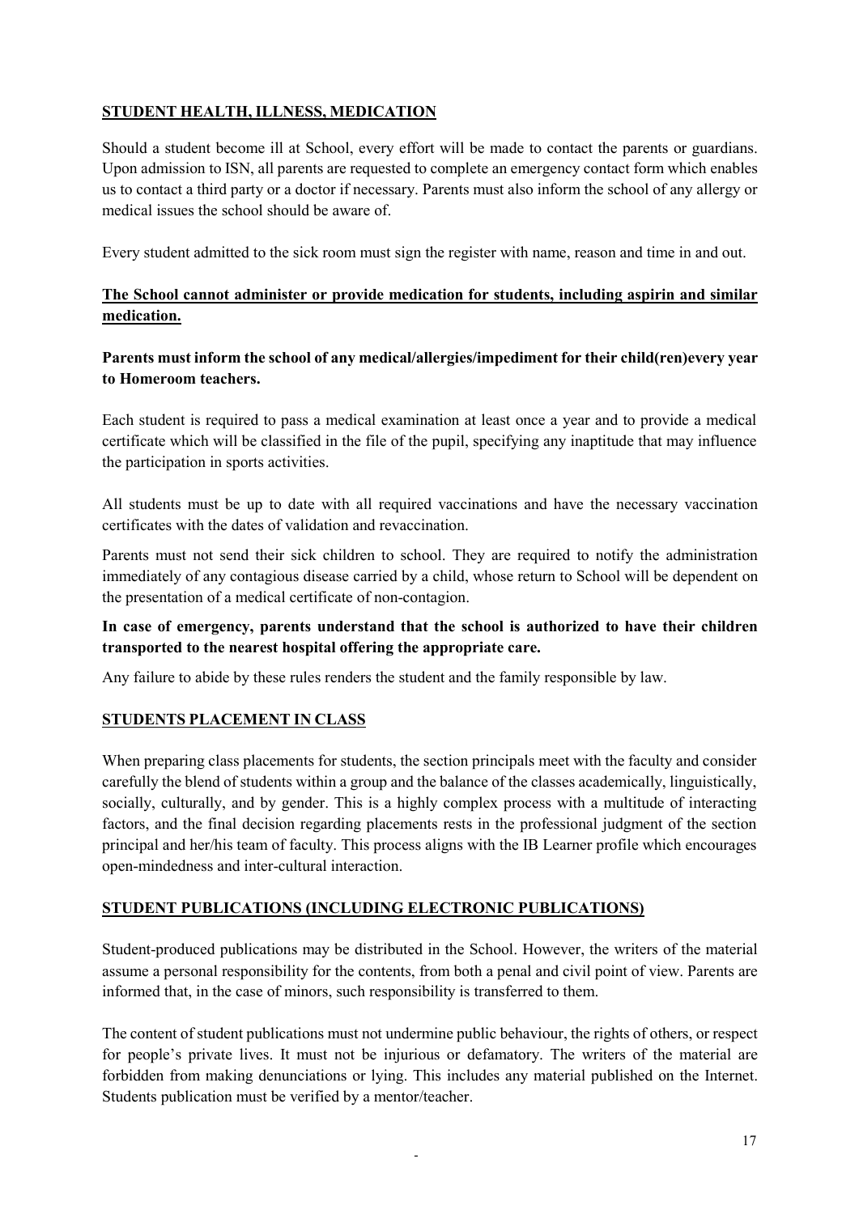## STUDENT HEALTH, ILLNESS, MEDICATION

Should a student become ill at School, every effort will be made to contact the parents or guardians. Upon admission to ISN, all parents are requested to complete an emergency contact form which enables us to contact a third party or a doctor if necessary. Parents must also inform the school of any allergy or medical issues the school should be aware of.

Every student admitted to the sick room must sign the register with name, reason and time in and out.

**The School cannot administer or provide medication for students, including aspirin and similar medication.**

**Parents must inform the school of any medical/allergies/impediment for their child(ren)every year to Homeroom teachers.**

Each student is required to pass a medical examination at least once a year and to provide a medical certificate which will be classified in the file of the pupil, specifying any inaptitude that may influence the participation in sports activities.

All students must be up to date with all required vaccinations and have the necessary vaccination certificates with the dates of validation and revaccination.

Parents must not send their sick children to school. They are required to notify the administration immediately of any contagious disease carried by a child, whose return to School will be dependent on the presentation of a medical certificate of non-contagion.

**In case of emergency, parents understand that the school is authorized to have their children transported to the nearest hospital offering the appropriate care.**

Any failure to abide by these rules renders the student and the family responsible by law.

## STUDENTS PLACEMENT IN CLASS

When preparing class placements for students, the section principals meet with the faculty and consider carefully the blend of students within a group and the balance of the classes academically, linguistically, socially, culturally, and by gender. This is a highly complex process with a multitude of interacting factors, and the final decision regarding placements rests in the professional judgment of the section principal and her/his team of faculty. This process aligns with the IB Learner profile which encourages open-mindedness and inter-cultural interaction.

## STUDENT PUBLICATIONS (INCLUDING ELECTRONIC PUBLICATIONS)

Student-produced publications may be distributed in the School. However, the writers of the material assume a personal responsibility for the contents, from both a penal and civil point of view. Parents are informed that, in the case of minors, such responsibility is transferred to them.

The content of student publications must not undermine public behaviour, the rights of others, or respect for people's private lives. It must not be injurious or defamatory. The writers of the material are forbidden from making denunciations or lying. This includes any material published on the Internet. Students publication must be verified by a mentor/teacher.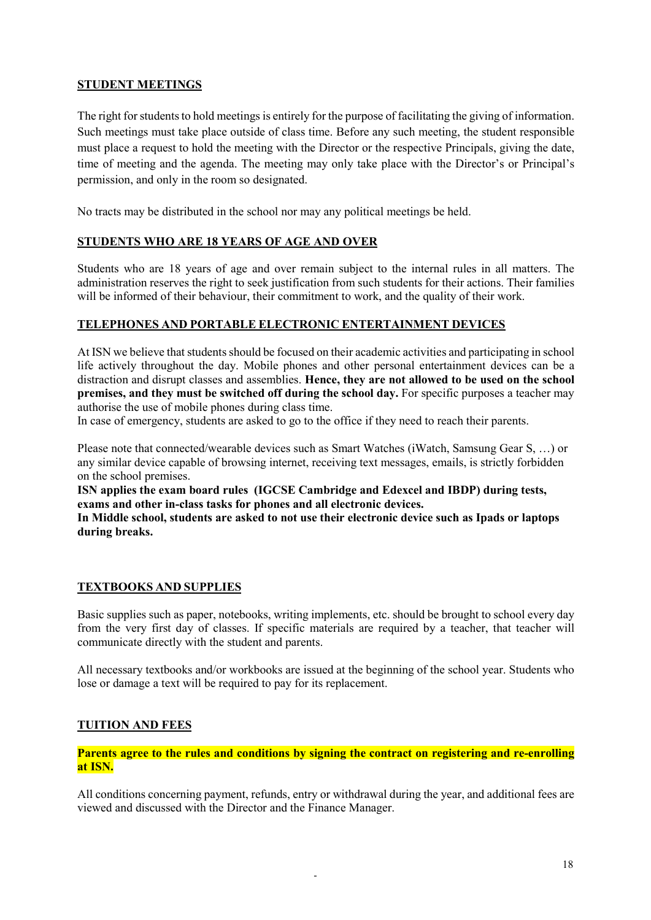## STUDENT MEETINGS

The right for students to hold meetings is entirely for the purpose of facilitating the giving of information. Such meetings must take place outside of class time. Before any such meeting, the student responsible must place a request to hold the meeting with the Director or the respective Principals, giving the date, time of meeting and the agenda. The meeting may only take place with the Director's or Principal's permission, and only in the room so designated.

No tracts may be distributed in the school nor may any political meetings be held.

## STUDENTS WHO ARE 18 YEARS OF AGE AND OVER

Students who are 18 years of age and over remain subject to the internal rules in all matters. The administration reserves the right to seek justification from such students for their actions. Their families will be informed of their behaviour, their commitment to work, and the quality of their work.

## TELEPHONES AND PORTABLE ELECTRONIC ENTERTAINMENT DEVICES

At ISN we believe that students should be focused on their academic activities and participating in school life actively throughout the day. Mobile phones and other personal entertainment devices can be a distraction and disrupt classes and assemblies. **Hence, they are not allowed to be used on the school premises, and they must be switched off during the school day.** For specific purposes a teacher may authorise the use of mobile phones during class time.

In case of emergency, students are asked to go to the office if they need to reach their parents.

Please note that connected/wearable devices such as Smart Watches (iWatch, Samsung Gear S, …) or any similar device capable of browsing internet, receiving text messages, emails, is strictly forbidden on the school premises.

**ISN applies the exam board rules (IGCSE Cambridge and Edexcel and IBDP) during tests, exams and other in-class tasks for phones and all electronic devices.**

**In Middle school, students are asked to not use their electronic device such as Ipads or laptops during breaks.**

## TEXTBOOKS AND SUPPLIES

Basic supplies such as paper, notebooks, writing implements, etc. should be brought to school every day from the very first day of classes. If specific materials are required by a teacher, that teacher will communicate directly with the student and parents.

All necessary textbooks and/or workbooks are issued at the beginning of the school year. Students who lose or damage a text will be required to pay for its replacement.

## TUITION AND FEES

**Parents agree to the rules and conditions by signing the contract on registering and re-enrolling at ISN.**

All conditions concerning payment, refunds, entry or withdrawal during the year, and additional fees are viewed and discussed with the Director and the Finance Manager.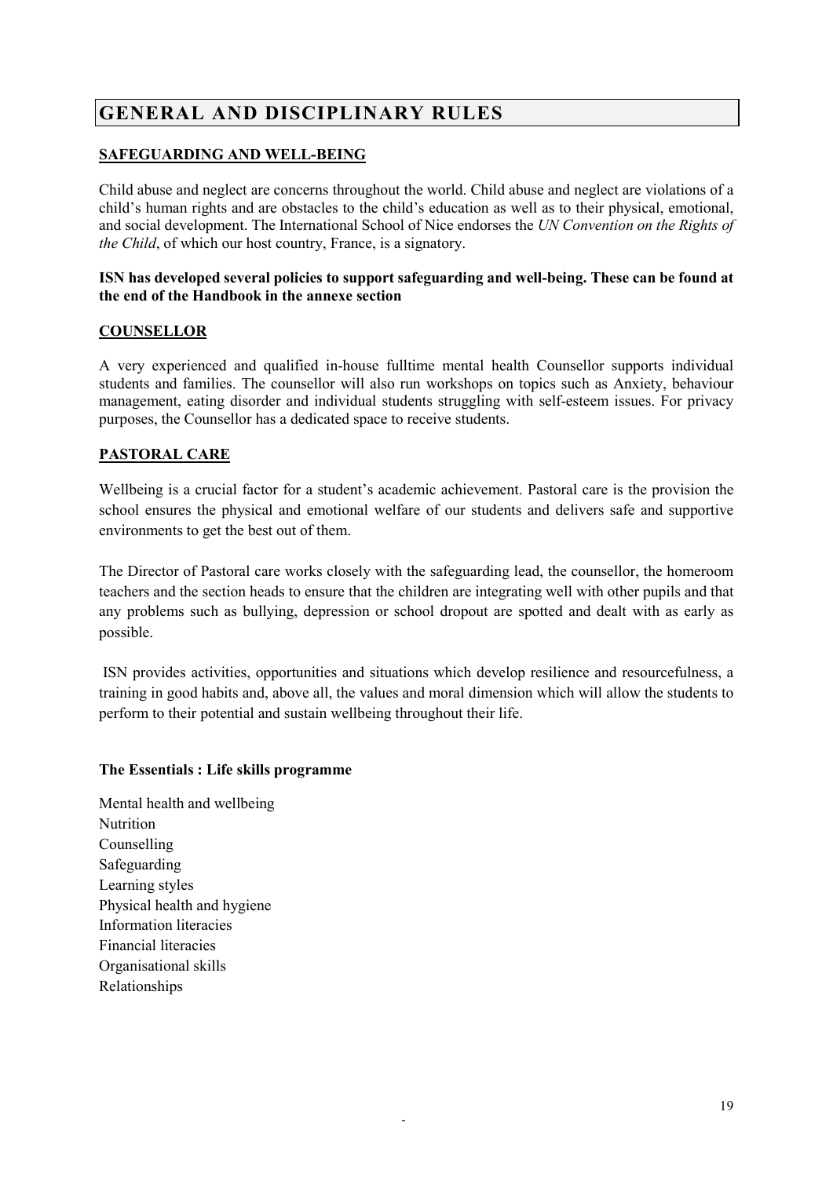# GENERAL AND DISCIPLINARY RULES

## SAFEGUARDING AND WELL-BEING

Child abuse and neglect are concerns throughout the world. Child abuse and neglect are violations of a child's human rights and are obstacles to the child's education as well as to their physical, emotional, and social development. The International School of Nice endorses the *UN Convention on the Rights of the Child*, of which our host country, France, is a signatory.

**ISN has developed several policies to support safeguarding and well-being. These can be found at the end of the Handbook in the annexe section**

## COUNSELLOR

A very experienced and qualified in-house fulltime mental health Counsellor supports individual students and families. The counsellor will also run workshops on topics such as Anxiety, behaviour management, eating disorder and individual students struggling with self-esteem issues. For privacy purposes, the Counsellor has a dedicated space to receive students.

## PASTORAL CARE

Wellbeing is a crucial factor for a student's academic achievement. Pastoral care is the provision the school ensures the physical and emotional welfare of our students and delivers safe and supportive environments to get the best out of them.

The Director of Pastoral care works closely with the safeguarding lead, the counsellor, the homeroom teachers and the section heads to ensure that the children are integrating well with other pupils and that any problems such as bullying, depression or school dropout are spotted and dealt with as early as possible.

ISN provides activities, opportunities and situations which develop resilience and resourcefulness, a training in good habits and, above all, the values and moral dimension which will allow the students to perform to their potential and sustain wellbeing throughout their life.

**The Essentials : Life skills programme**

Mental health and wellbeing
Nutrition
Counselling
Safeguarding
Learning styles
Physical health and hygiene
Information literacies
Financial literacies
Organisational skills
Relationships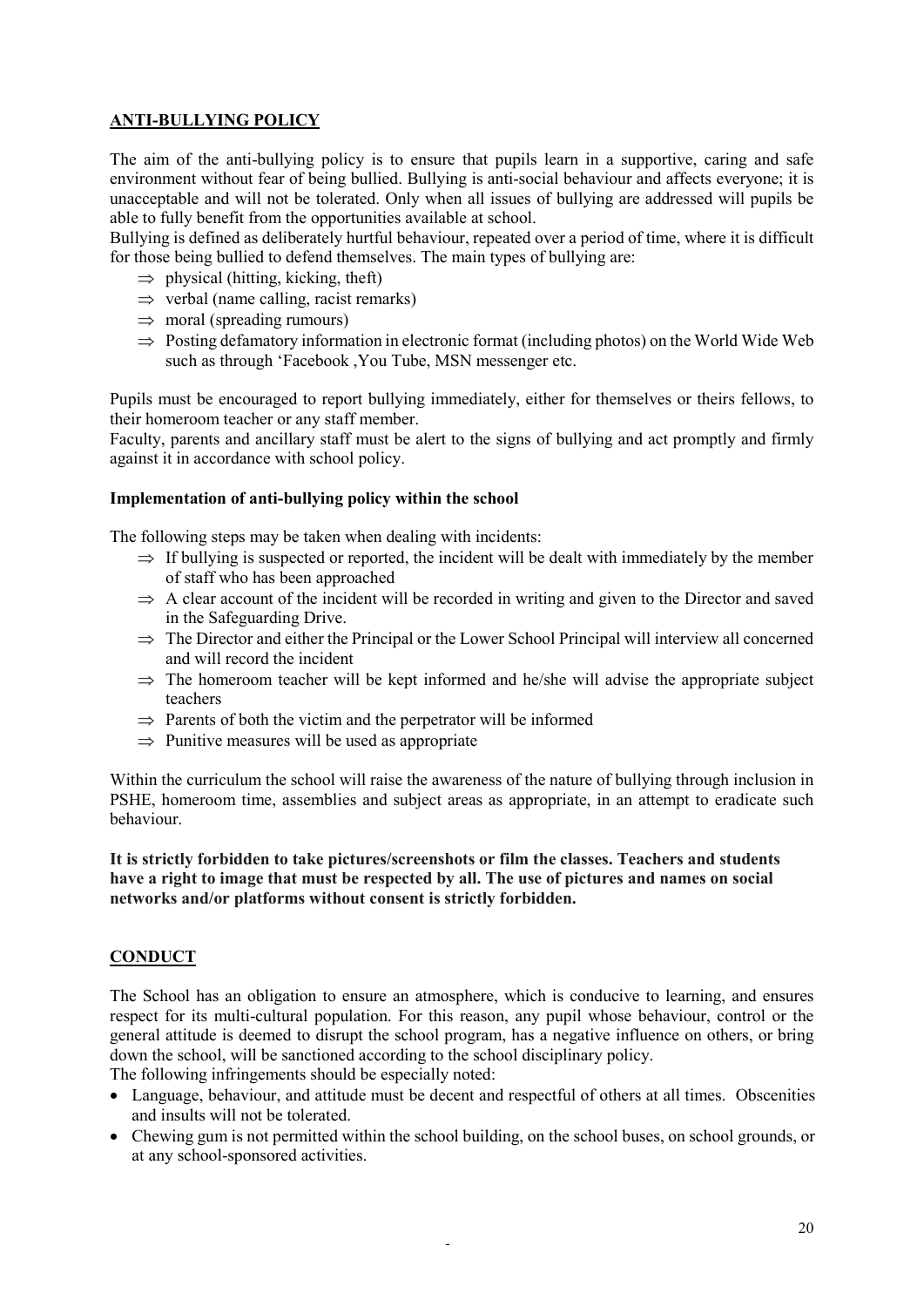## ANTI-BULLYING POLICY

The aim of the anti-bullying policy is to ensure that pupils learn in a supportive, caring and safe environment without fear of being bullied. Bullying is anti-social behaviour and affects everyone; it is unacceptable and will not be tolerated. Only when all issues of bullying are addressed will pupils be able to fully benefit from the opportunities available at school.
Bullying is defined as deliberately hurtful behaviour, repeated over a period of time, where it is difficult for those being bullied to defend themselves. The main types of bullying are:

- ⇒ physical (hitting, kicking, theft)
- ⇒ verbal (name calling, racist remarks)
- ⇒ moral (spreading rumours)
- ⇒ Posting defamatory information in electronic format (including photos) on the World Wide Web such as through 'Facebook ,You Tube, MSN messenger etc.

Pupils must be encouraged to report bullying immediately, either for themselves or theirs fellows, to their homeroom teacher or any staff member.
Faculty, parents and ancillary staff must be alert to the signs of bullying and act promptly and firmly against it in accordance with school policy.

### Implementation of anti-bullying policy within the school

The following steps may be taken when dealing with incidents:

- ⇒ If bullying is suspected or reported, the incident will be dealt with immediately by the member of staff who has been approached
- ⇒ A clear account of the incident will be recorded in writing and given to the Director and saved in the Safeguarding Drive.
- ⇒ The Director and either the Principal or the Lower School Principal will interview all concerned and will record the incident
- ⇒ The homeroom teacher will be kept informed and he/she will advise the appropriate subject teachers
- ⇒ Parents of both the victim and the perpetrator will be informed
- ⇒ Punitive measures will be used as appropriate

Within the curriculum the school will raise the awareness of the nature of bullying through inclusion in PSHE, homeroom time, assemblies and subject areas as appropriate, in an attempt to eradicate such behaviour.

**It is strictly forbidden to take pictures/screenshots or film the classes. Teachers and students have a right to image that must be respected by all. The use of pictures and names on social networks and/or platforms without consent is strictly forbidden.**

## CONDUCT

The School has an obligation to ensure an atmosphere, which is conducive to learning, and ensures respect for its multi-cultural population. For this reason, any pupil whose behaviour, control or the general attitude is deemed to disrupt the school program, has a negative influence on others, or bring down the school, will be sanctioned according to the school disciplinary policy.
The following infringements should be especially noted:

- Language, behaviour, and attitude must be decent and respectful of others at all times. Obscenities and insults will not be tolerated.
- Chewing gum is not permitted within the school building, on the school buses, on school grounds, or at any school-sponsored activities.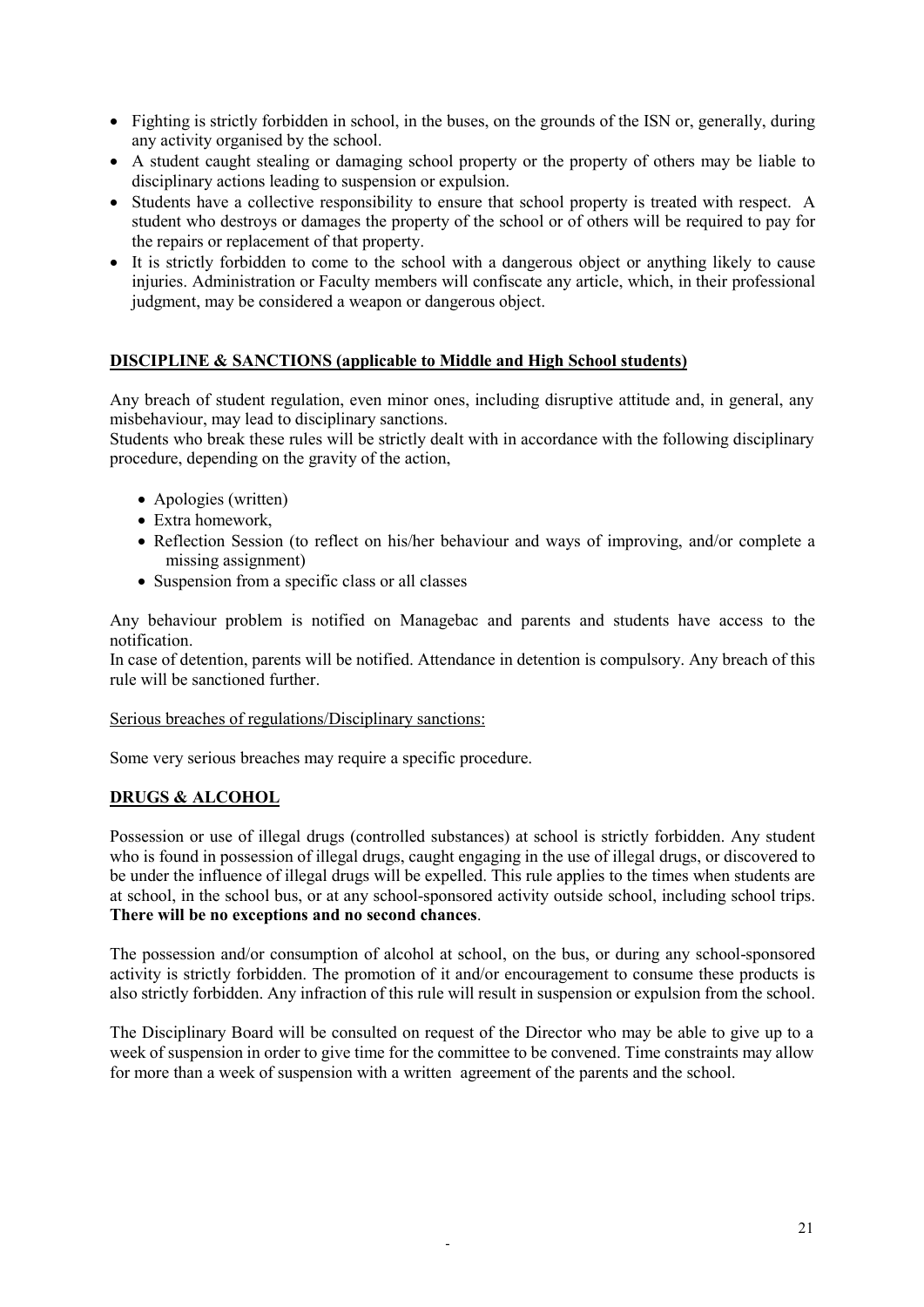- Fighting is strictly forbidden in school, in the buses, on the grounds of the ISN or, generally, during any activity organised by the school.
- A student caught stealing or damaging school property or the property of others may be liable to disciplinary actions leading to suspension or expulsion.
- Students have a collective responsibility to ensure that school property is treated with respect. A student who destroys or damages the property of the school or of others will be required to pay for the repairs or replacement of that property.
- It is strictly forbidden to come to the school with a dangerous object or anything likely to cause injuries. Administration or Faculty members will confiscate any article, which, in their professional judgment, may be considered a weapon or dangerous object.

## DISCIPLINE & SANCTIONS (applicable to Middle and High School students)

Any breach of student regulation, even minor ones, including disruptive attitude and, in general, any misbehaviour, may lead to disciplinary sanctions.
Students who break these rules will be strictly dealt with in accordance with the following disciplinary procedure, depending on the gravity of the action,

- Apologies (written)
- Extra homework,
- Reflection Session (to reflect on his/her behaviour and ways of improving, and/or complete a missing assignment)
- Suspension from a specific class or all classes

Any behaviour problem is notified on Managebac and parents and students have access to the notification.
In case of detention, parents will be notified. Attendance in detention is compulsory. Any breach of this rule will be sanctioned further.

Serious breaches of regulations/Disciplinary sanctions:

Some very serious breaches may require a specific procedure.

## DRUGS & ALCOHOL

Possession or use of illegal drugs (controlled substances) at school is strictly forbidden. Any student who is found in possession of illegal drugs, caught engaging in the use of illegal drugs, or discovered to be under the influence of illegal drugs will be expelled. This rule applies to the times when students are at school, in the school bus, or at any school-sponsored activity outside school, including school trips. **There will be no exceptions and no second chances**.

The possession and/or consumption of alcohol at school, on the bus, or during any school-sponsored activity is strictly forbidden. The promotion of it and/or encouragement to consume these products is also strictly forbidden. Any infraction of this rule will result in suspension or expulsion from the school.

The Disciplinary Board will be consulted on request of the Director who may be able to give up to a week of suspension in order to give time for the committee to be convened. Time constraints may allow for more than a week of suspension with a written agreement of the parents and the school.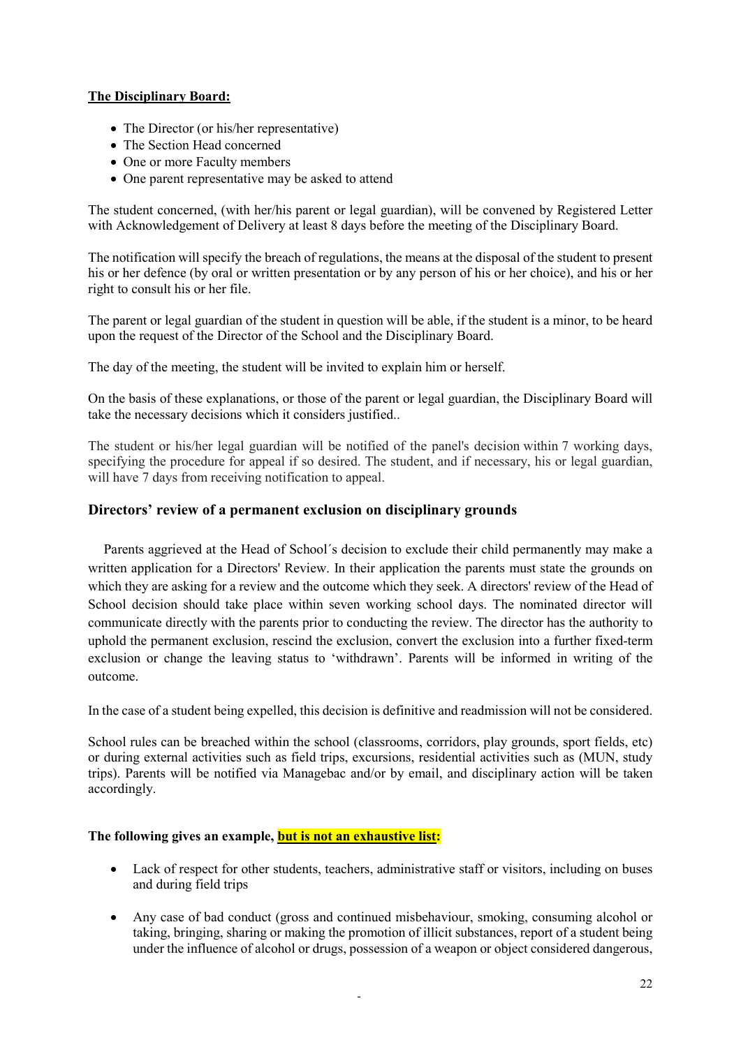**The Disciplinary Board:**

- The Director (or his/her representative)
- The Section Head concerned
- One or more Faculty members
- One parent representative may be asked to attend

The student concerned, (with her/his parent or legal guardian), will be convened by Registered Letter with Acknowledgement of Delivery at least 8 days before the meeting of the Disciplinary Board.

The notification will specify the breach of regulations, the means at the disposal of the student to present his or her defence (by oral or written presentation or by any person of his or her choice), and his or her right to consult his or her file.

The parent or legal guardian of the student in question will be able, if the student is a minor, to be heard upon the request of the Director of the School and the Disciplinary Board.

The day of the meeting, the student will be invited to explain him or herself.

On the basis of these explanations, or those of the parent or legal guardian, the Disciplinary Board will take the necessary decisions which it considers justified..

The student or his/her legal guardian will be notified of the panel's decision within 7 working days, specifying the procedure for appeal if so desired. The student, and if necessary, his or legal guardian, will have 7 days from receiving notification to appeal.

### Directors' review of a permanent exclusion on disciplinary grounds

Parents aggrieved at the Head of School´s decision to exclude their child permanently may make a written application for a Directors' Review. In their application the parents must state the grounds on which they are asking for a review and the outcome which they seek. A directors' review of the Head of School decision should take place within seven working school days. The nominated director will communicate directly with the parents prior to conducting the review. The director has the authority to uphold the permanent exclusion, rescind the exclusion, convert the exclusion into a further fixed-term exclusion or change the leaving status to 'withdrawn'. Parents will be informed in writing of the outcome.

In the case of a student being expelled, this decision is definitive and readmission will not be considered.

School rules can be breached within the school (classrooms, corridors, play grounds, sport fields, etc) or during external activities such as field trips, excursions, residential activities such as (MUN, study trips). Parents will be notified via Managebac and/or by email, and disciplinary action will be taken accordingly.

**The following gives an example, <u>but is not an exhaustive list:</u>**

- Lack of respect for other students, teachers, administrative staff or visitors, including on buses and during field trips
- Any case of bad conduct (gross and continued misbehaviour, smoking, consuming alcohol or taking, bringing, sharing or making the promotion of illicit substances, report of a student being under the influence of alcohol or drugs, possession of a weapon or object considered dangerous,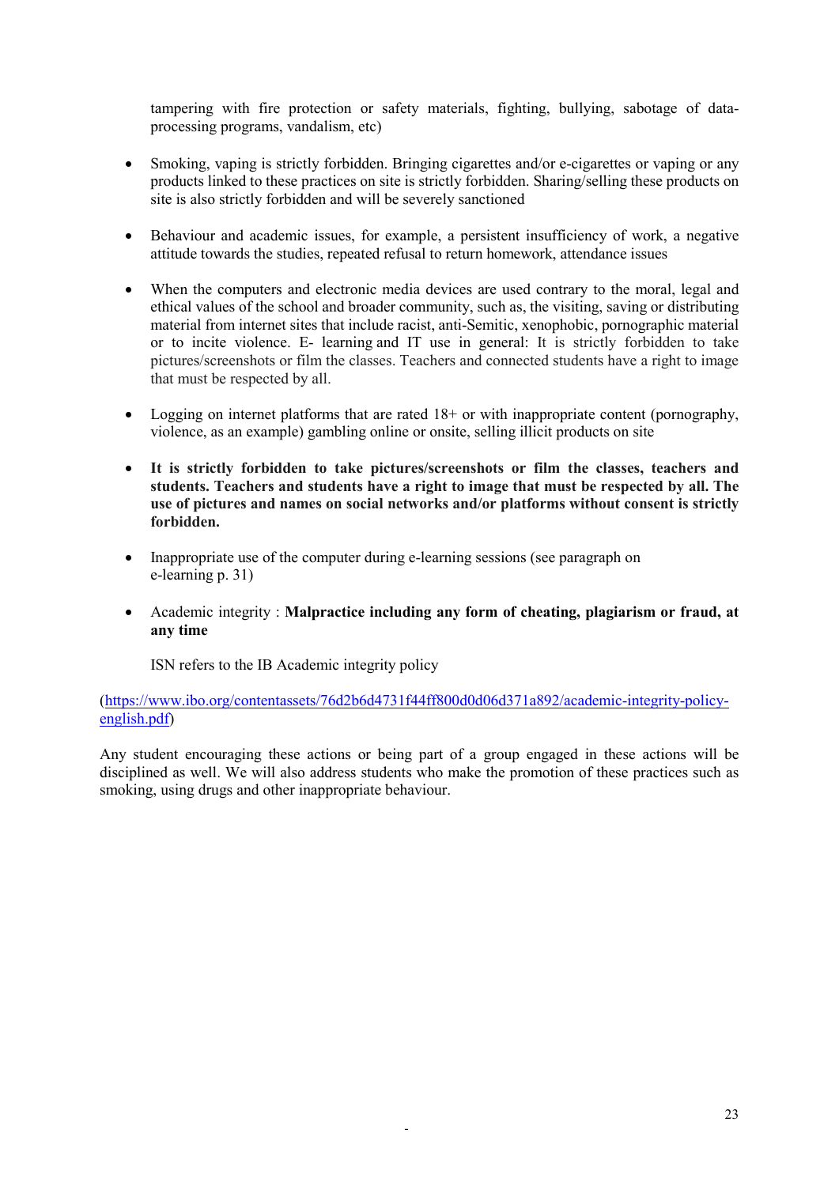tampering with fire protection or safety materials, fighting, bullying, sabotage of data-processing programs, vandalism, etc)

- Smoking, vaping is strictly forbidden. Bringing cigarettes and/or e-cigarettes or vaping or any products linked to these practices on site is strictly forbidden. Sharing/selling these products on site is also strictly forbidden and will be severely sanctioned

- Behaviour and academic issues, for example, a persistent insufficiency of work, a negative attitude towards the studies, repeated refusal to return homework, attendance issues

- When the computers and electronic media devices are used contrary to the moral, legal and ethical values of the school and broader community, such as, the visiting, saving or distributing material from internet sites that include racist, anti-Semitic, xenophobic, pornographic material or to incite violence. E- learning and IT use in general: It is strictly forbidden to take pictures/screenshots or film the classes. Teachers and connected students have a right to image that must be respected by all.

- Logging on internet platforms that are rated 18+ or with inappropriate content (pornography, violence, as an example) gambling online or onsite, selling illicit products on site

- **It is strictly forbidden to take pictures/screenshots or film the classes, teachers and students. Teachers and students have a right to image that must be respected by all. The use of pictures and names on social networks and/or platforms without consent is strictly forbidden.**

- Inappropriate use of the computer during e-learning sessions (see paragraph on e-learning p. 31)

- Academic integrity : **Malpractice including any form of cheating, plagiarism or fraud, at any time**

  ISN refers to the IB Academic integrity policy

(https://www.ibo.org/contentassets/76d2b6d4731f44ff800d0d06d371a892/academic-integrity-policy-english.pdf)

Any student encouraging these actions or being part of a group engaged in these actions will be disciplined as well. We will also address students who make the promotion of these practices such as smoking, using drugs and other inappropriate behaviour.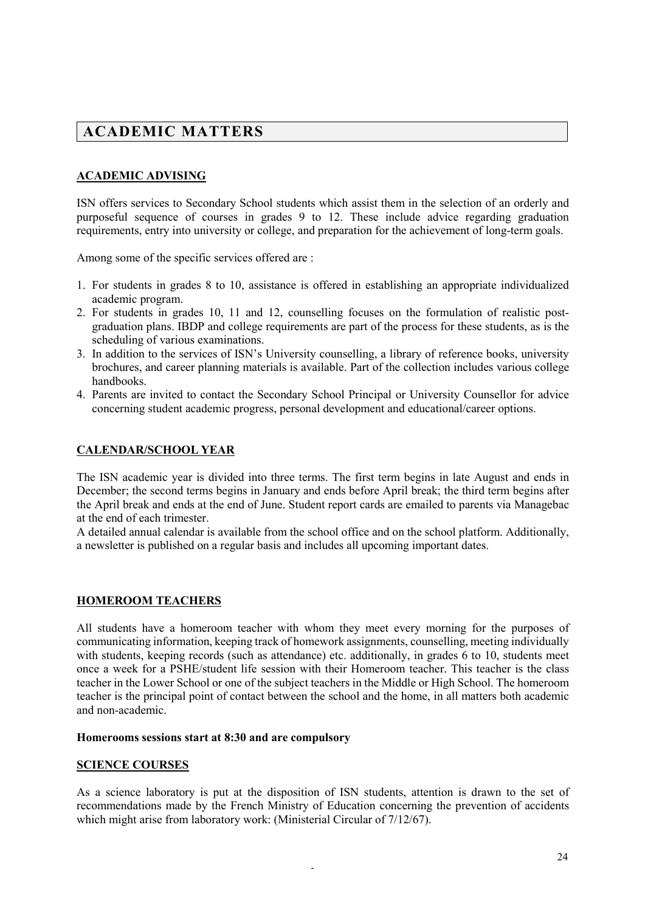# ACADEMIC MATTERS

## ACADEMIC ADVISING

ISN offers services to Secondary School students which assist them in the selection of an orderly and purposeful sequence of courses in grades 9 to 12. These include advice regarding graduation requirements, entry into university or college, and preparation for the achievement of long-term goals.

Among some of the specific services offered are :

1. For students in grades 8 to 10, assistance is offered in establishing an appropriate individualized academic program.
2. For students in grades 10, 11 and 12, counselling focuses on the formulation of realistic post-graduation plans. IBDP and college requirements are part of the process for these students, as is the scheduling of various examinations.
3. In addition to the services of ISN's University counselling, a library of reference books, university brochures, and career planning materials is available. Part of the collection includes various college handbooks.
4. Parents are invited to contact the Secondary School Principal or University Counsellor for advice concerning student academic progress, personal development and educational/career options.

## CALENDAR/SCHOOL YEAR

The ISN academic year is divided into three terms. The first term begins in late August and ends in December; the second terms begins in January and ends before April break; the third term begins after the April break and ends at the end of June. Student report cards are emailed to parents via Managebac at the end of each trimester.

A detailed annual calendar is available from the school office and on the school platform. Additionally, a newsletter is published on a regular basis and includes all upcoming important dates.

## HOMEROOM TEACHERS

All students have a homeroom teacher with whom they meet every morning for the purposes of communicating information, keeping track of homework assignments, counselling, meeting individually with students, keeping records (such as attendance) etc. additionally, in grades 6 to 10, students meet once a week for a PSHE/student life session with their Homeroom teacher. This teacher is the class teacher in the Lower School or one of the subject teachers in the Middle or High School. The homeroom teacher is the principal point of contact between the school and the home, in all matters both academic and non-academic.

**Homerooms sessions start at 8:30 and are compulsory**

## SCIENCE COURSES

As a science laboratory is put at the disposition of ISN students, attention is drawn to the set of recommendations made by the French Ministry of Education concerning the prevention of accidents which might arise from laboratory work: (Ministerial Circular of 7/12/67).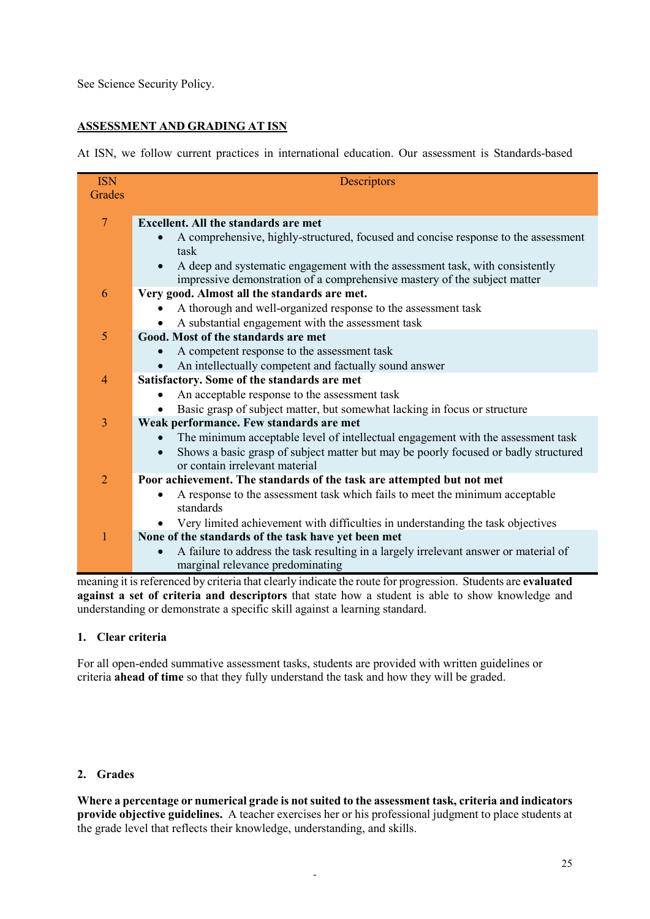See Science Security Policy.

## **ASSESSMENT AND GRADING AT ISN**

At ISN, we follow current practices in international education. Our assessment is Standards-based meaning it is referenced by criteria that clearly indicate the route for progression. Students are **evaluated against a set of criteria and descriptors** that state how a student is able to show knowledge and understanding or demonstrate a specific skill against a learning standard.

| ISN Grades | Descriptors |
|---|---|
| 7 | **Excellent. All the standards are met**<br>• A comprehensive, highly-structured, focused and concise response to the assessment task<br>• A deep and systematic engagement with the assessment task, with consistently impressive demonstration of a comprehensive mastery of the subject matter |
| 6 | **Very good. Almost all the standards are met.**<br>• A thorough and well-organized response to the assessment task<br>• A substantial engagement with the assessment task |
| 5 | **Good. Most of the standards are met**<br>• A competent response to the assessment task<br>• An intellectually competent and factually sound answer |
| 4 | **Satisfactory. Some of the standards are met**<br>• An acceptable response to the assessment task<br>• Basic grasp of subject matter, but somewhat lacking in focus or structure |
| 3 | **Weak performance. Few standards are met**<br>• The minimum acceptable level of intellectual engagement with the assessment task<br>• Shows a basic grasp of subject matter but may be poorly focused or badly structured or contain irrelevant material |
| 2 | **Poor achievement. The standards of the task are attempted but not met**<br>• A response to the assessment task which fails to meet the minimum acceptable standards<br>• Very limited achievement with difficulties in understanding the task objectives |
| 1 | **None of the standards of the task have yet been met**<br>• A failure to address the task resulting in a largely irrelevant answer or material of marginal relevance predominating |

### 1. Clear criteria

For all open-ended summative assessment tasks, students are provided with written guidelines or criteria **ahead of time** so that they fully understand the task and how they will be graded.

### 2. Grades

**Where a percentage or numerical grade is not suited to the assessment task, criteria and indicators provide objective guidelines.** A teacher exercises her or his professional judgment to place students at the grade level that reflects their knowledge, understanding, and skills.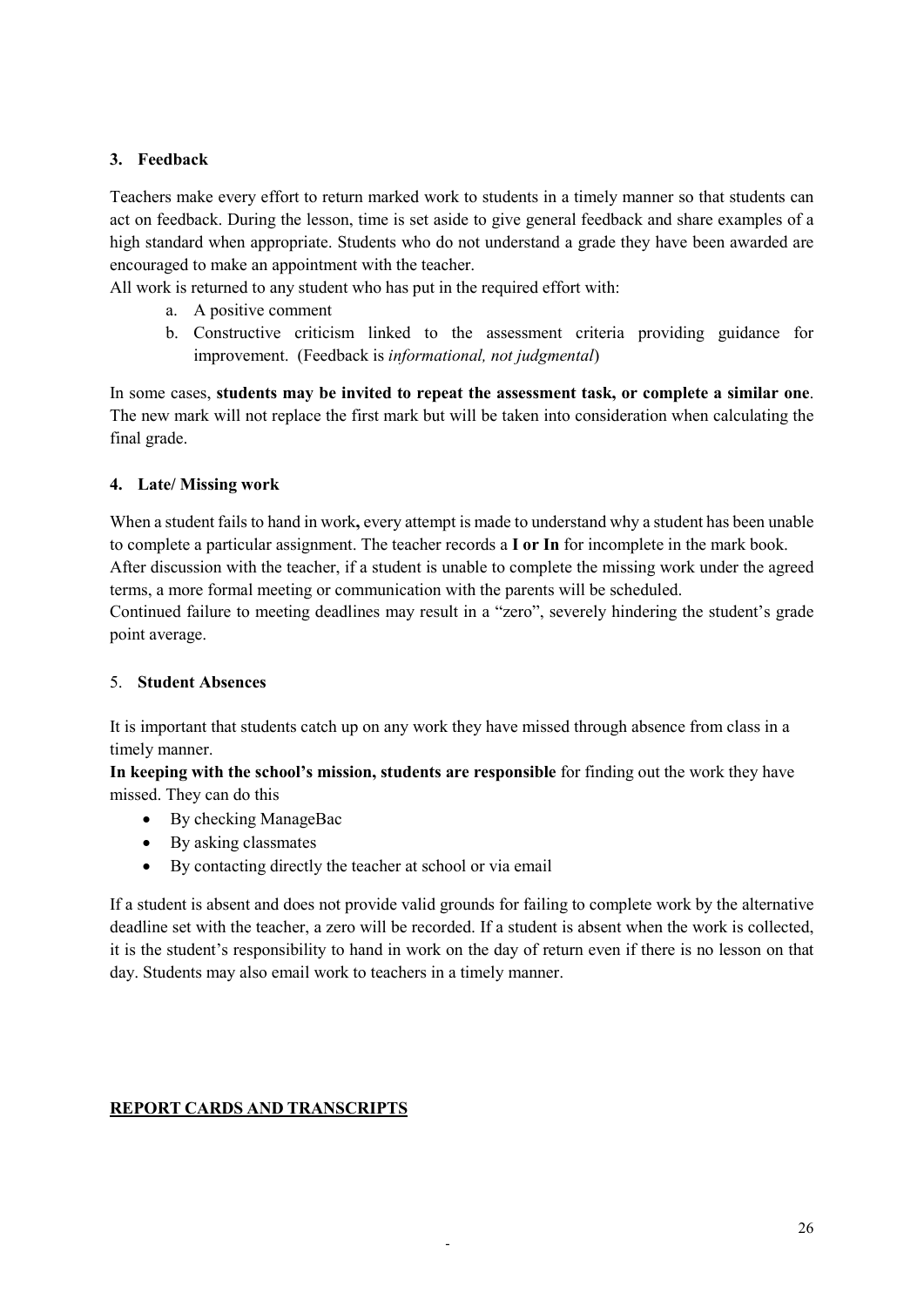### 3. Feedback

Teachers make every effort to return marked work to students in a timely manner so that students can act on feedback. During the lesson, time is set aside to give general feedback and share examples of a high standard when appropriate. Students who do not understand a grade they have been awarded are encouraged to make an appointment with the teacher.

All work is returned to any student who has put in the required effort with:

a. A positive comment
b. Constructive criticism linked to the assessment criteria providing guidance for improvement. (Feedback is *informational, not judgmental*)

In some cases, **students may be invited to repeat the assessment task, or complete a similar one**. The new mark will not replace the first mark but will be taken into consideration when calculating the final grade.

### 4. Late/ Missing work

When a student fails to hand in work**,** every attempt is made to understand why a student has been unable to complete a particular assignment. The teacher records a **I or In** for incomplete in the mark book.

After discussion with the teacher, if a student is unable to complete the missing work under the agreed terms, a more formal meeting or communication with the parents will be scheduled.

Continued failure to meeting deadlines may result in a "zero", severely hindering the student's grade point average.

### 5. Student Absences

It is important that students catch up on any work they have missed through absence from class in a timely manner.

**In keeping with the school's mission, students are responsible** for finding out the work they have missed. They can do this

- By checking ManageBac
- By asking classmates
- By contacting directly the teacher at school or via email

If a student is absent and does not provide valid grounds for failing to complete work by the alternative deadline set with the teacher, a zero will be recorded. If a student is absent when the work is collected, it is the student's responsibility to hand in work on the day of return even if there is no lesson on that day. Students may also email work to teachers in a timely manner.

## REPORT CARDS AND TRANSCRIPTS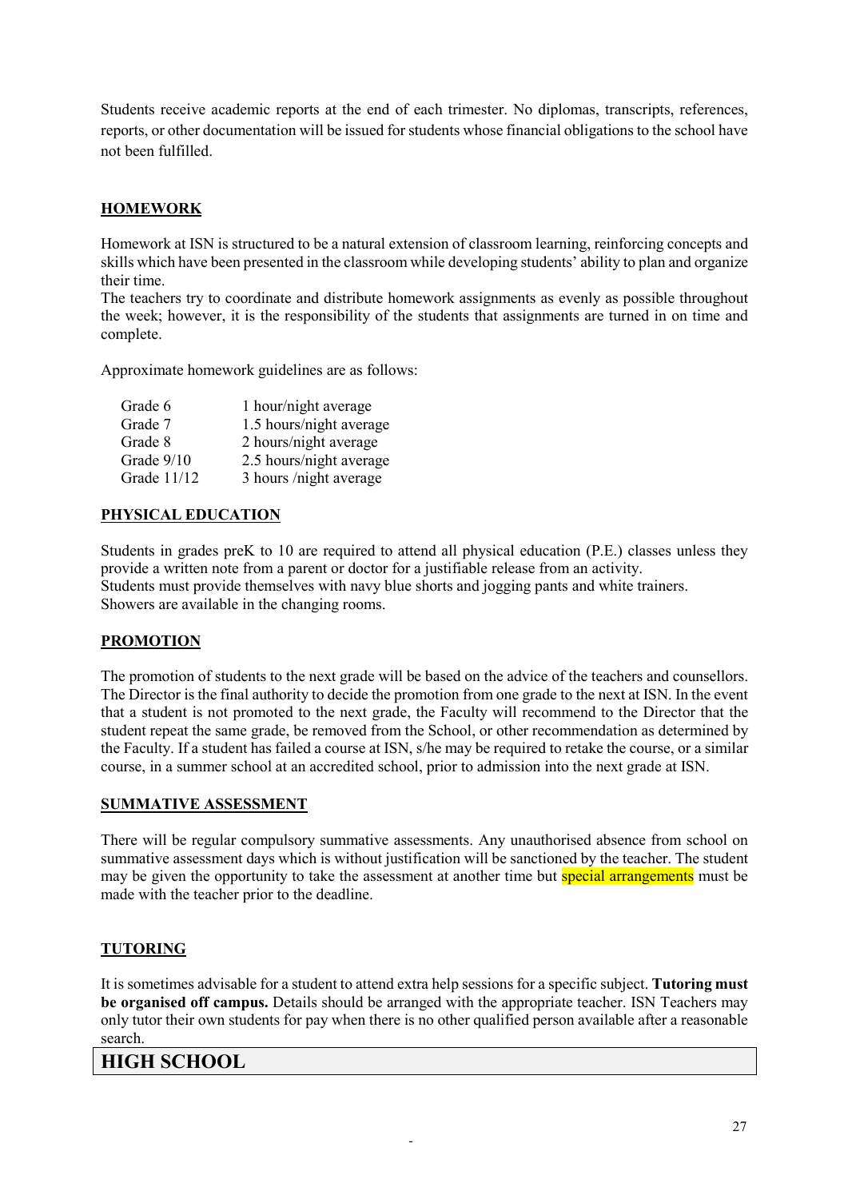Students receive academic reports at the end of each trimester. No diplomas, transcripts, references, reports, or other documentation will be issued for students whose financial obligations to the school have not been fulfilled.

## HOMEWORK

Homework at ISN is structured to be a natural extension of classroom learning, reinforcing concepts and skills which have been presented in the classroom while developing students' ability to plan and organize their time.
The teachers try to coordinate and distribute homework assignments as evenly as possible throughout the week; however, it is the responsibility of the students that assignments are turned in on time and complete.

Approximate homework guidelines are as follows:

| | |
|---|---|
| Grade 6 | 1 hour/night average |
| Grade 7 | 1.5 hours/night average |
| Grade 8 | 2 hours/night average |
| Grade 9/10 | 2.5 hours/night average |
| Grade 11/12 | 3 hours /night average |

## PHYSICAL EDUCATION

Students in grades preK to 10 are required to attend all physical education (P.E.) classes unless they provide a written note from a parent or doctor for a justifiable release from an activity.
Students must provide themselves with navy blue shorts and jogging pants and white trainers.
Showers are available in the changing rooms.

## PROMOTION

The promotion of students to the next grade will be based on the advice of the teachers and counsellors. The Director is the final authority to decide the promotion from one grade to the next at ISN. In the event that a student is not promoted to the next grade, the Faculty will recommend to the Director that the student repeat the same grade, be removed from the School, or other recommendation as determined by the Faculty. If a student has failed a course at ISN, s/he may be required to retake the course, or a similar course, in a summer school at an accredited school, prior to admission into the next grade at ISN.

## SUMMATIVE ASSESSMENT

There will be regular compulsory summative assessments. Any unauthorised absence from school on summative assessment days which is without justification will be sanctioned by the teacher. The student may be given the opportunity to take the assessment at another time but special arrangements must be made with the teacher prior to the deadline.

## TUTORING

It is sometimes advisable for a student to attend extra help sessions for a specific subject. **Tutoring must be organised off campus.** Details should be arranged with the appropriate teacher. ISN Teachers may only tutor their own students for pay when there is no other qualified person available after a reasonable search.

# HIGH SCHOOL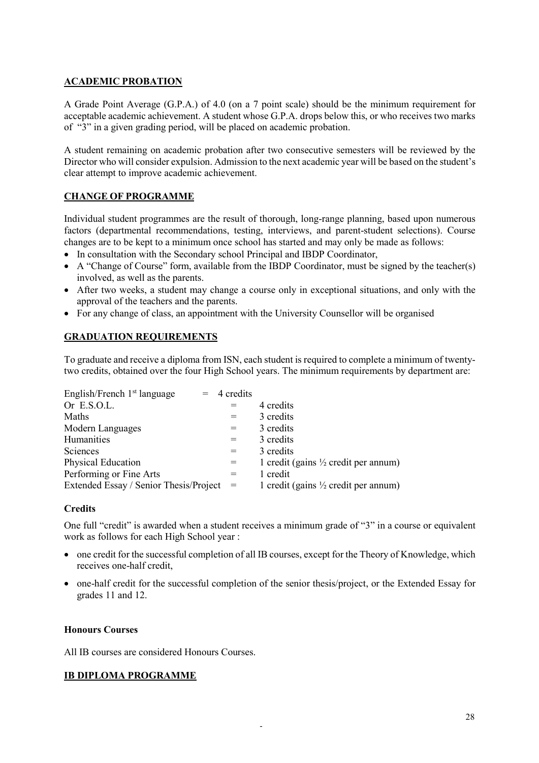## ACADEMIC PROBATION

A Grade Point Average (G.P.A.) of 4.0 (on a 7 point scale) should be the minimum requirement for acceptable academic achievement. A student whose G.P.A. drops below this, or who receives two marks of "3" in a given grading period, will be placed on academic probation.

A student remaining on academic probation after two consecutive semesters will be reviewed by the Director who will consider expulsion. Admission to the next academic year will be based on the student's clear attempt to improve academic achievement.

## CHANGE OF PROGRAMME

Individual student programmes are the result of thorough, long-range planning, based upon numerous factors (departmental recommendations, testing, interviews, and parent-student selections). Course changes are to be kept to a minimum once school has started and may only be made as follows:

- In consultation with the Secondary school Principal and IBDP Coordinator,
- A "Change of Course" form, available from the IBDP Coordinator, must be signed by the teacher(s) involved, as well as the parents.
- After two weeks, a student may change a course only in exceptional situations, and only with the approval of the teachers and the parents.
- For any change of class, an appointment with the University Counsellor will be organised

## GRADUATION REQUIREMENTS

To graduate and receive a diploma from ISN, each student is required to complete a minimum of twenty-two credits, obtained over the four High School years. The minimum requirements by department are:

| | | |
|---|---|---|
| English/French 1st language | = | 4 credits |
| Or E.S.O.L. | = | 4 credits |
| Maths | = | 3 credits |
| Modern Languages | = | 3 credits |
| Humanities | = | 3 credits |
| Sciences | = | 3 credits |
| Physical Education | = | 1 credit (gains ½ credit per annum) |
| Performing or Fine Arts | = | 1 credit |
| Extended Essay / Senior Thesis/Project | = | 1 credit (gains ½ credit per annum) |

### Credits

One full "credit" is awarded when a student receives a minimum grade of "3" in a course or equivalent work as follows for each High School year :

- one credit for the successful completion of all IB courses, except for the Theory of Knowledge, which receives one-half credit,
- one-half credit for the successful completion of the senior thesis/project, or the Extended Essay for grades 11 and 12.

### Honours Courses

All IB courses are considered Honours Courses.

## IB DIPLOMA PROGRAMME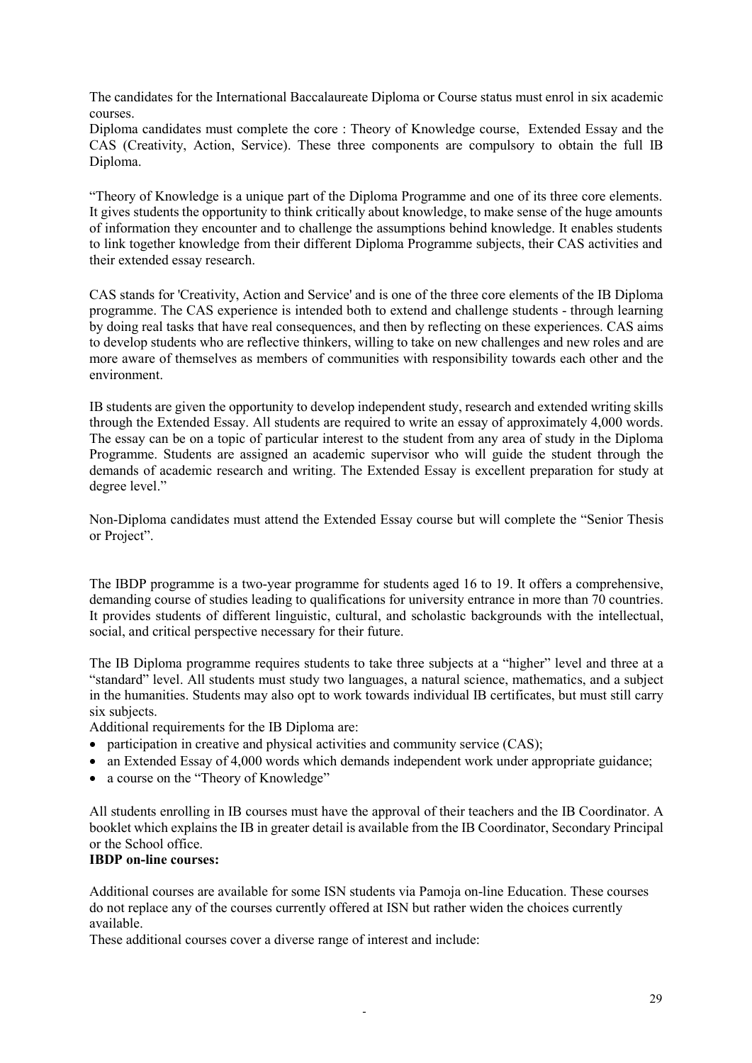The candidates for the International Baccalaureate Diploma or Course status must enrol in six academic courses.

Diploma candidates must complete the core : Theory of Knowledge course, Extended Essay and the CAS (Creativity, Action, Service). These three components are compulsory to obtain the full IB Diploma.

"Theory of Knowledge is a unique part of the Diploma Programme and one of its three core elements. It gives students the opportunity to think critically about knowledge, to make sense of the huge amounts of information they encounter and to challenge the assumptions behind knowledge. It enables students to link together knowledge from their different Diploma Programme subjects, their CAS activities and their extended essay research.

CAS stands for 'Creativity, Action and Service' and is one of the three core elements of the IB Diploma programme. The CAS experience is intended both to extend and challenge students - through learning by doing real tasks that have real consequences, and then by reflecting on these experiences. CAS aims to develop students who are reflective thinkers, willing to take on new challenges and new roles and are more aware of themselves as members of communities with responsibility towards each other and the environment.

IB students are given the opportunity to develop independent study, research and extended writing skills through the Extended Essay. All students are required to write an essay of approximately 4,000 words. The essay can be on a topic of particular interest to the student from any area of study in the Diploma Programme. Students are assigned an academic supervisor who will guide the student through the demands of academic research and writing. The Extended Essay is excellent preparation for study at degree level."

Non-Diploma candidates must attend the Extended Essay course but will complete the "Senior Thesis or Project".

The IBDP programme is a two-year programme for students aged 16 to 19. It offers a comprehensive, demanding course of studies leading to qualifications for university entrance in more than 70 countries. It provides students of different linguistic, cultural, and scholastic backgrounds with the intellectual, social, and critical perspective necessary for their future.

The IB Diploma programme requires students to take three subjects at a "higher" level and three at a "standard" level. All students must study two languages, a natural science, mathematics, and a subject in the humanities. Students may also opt to work towards individual IB certificates, but must still carry six subjects.

Additional requirements for the IB Diploma are:

- participation in creative and physical activities and community service (CAS);
- an Extended Essay of 4,000 words which demands independent work under appropriate guidance;
- a course on the "Theory of Knowledge"

All students enrolling in IB courses must have the approval of their teachers and the IB Coordinator. A booklet which explains the IB in greater detail is available from the IB Coordinator, Secondary Principal or the School office.

**IBDP on-line courses:**

Additional courses are available for some ISN students via Pamoja on-line Education. These courses do not replace any of the courses currently offered at ISN but rather widen the choices currently available.

These additional courses cover a diverse range of interest and include: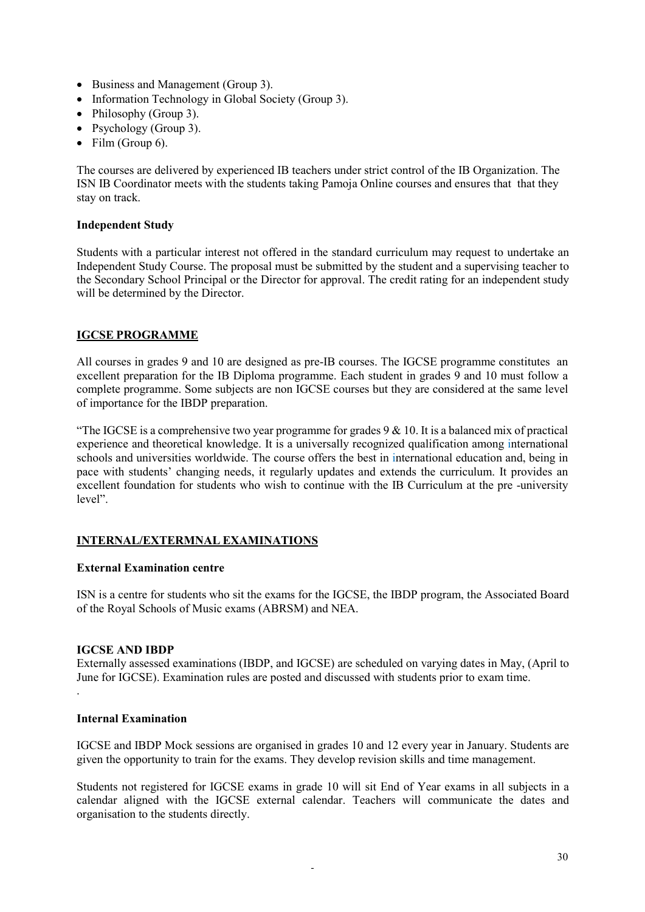- Business and Management (Group 3).
- Information Technology in Global Society (Group 3).
- Philosophy (Group 3).
- Psychology (Group 3).
- Film (Group 6).

The courses are delivered by experienced IB teachers under strict control of the IB Organization. The ISN IB Coordinator meets with the students taking Pamoja Online courses and ensures that that they stay on track.

**Independent Study**

Students with a particular interest not offered in the standard curriculum may request to undertake an Independent Study Course. The proposal must be submitted by the student and a supervising teacher to the Secondary School Principal or the Director for approval. The credit rating for an independent study will be determined by the Director.

## IGCSE PROGRAMME

All courses in grades 9 and 10 are designed as pre-IB courses. The IGCSE programme constitutes an excellent preparation for the IB Diploma programme. Each student in grades 9 and 10 must follow a complete programme. Some subjects are non IGCSE courses but they are considered at the same level of importance for the IBDP preparation.

"The IGCSE is a comprehensive two year programme for grades 9 & 10. It is a balanced mix of practical experience and theoretical knowledge. It is a universally recognized qualification among international schools and universities worldwide. The course offers the best in international education and, being in pace with students' changing needs, it regularly updates and extends the curriculum. It provides an excellent foundation for students who wish to continue with the IB Curriculum at the pre -university level".

## INTERNAL/EXTERMNAL EXAMINATIONS

**External Examination centre**

ISN is a centre for students who sit the exams for the IGCSE, the IBDP program, the Associated Board of the Royal Schools of Music exams (ABRSM) and NEA.

**IGCSE AND IBDP**

Externally assessed examinations (IBDP, and IGCSE) are scheduled on varying dates in May, (April to June for IGCSE). Examination rules are posted and discussed with students prior to exam time.

.

**Internal Examination**

IGCSE and IBDP Mock sessions are organised in grades 10 and 12 every year in January. Students are given the opportunity to train for the exams. They develop revision skills and time management.

Students not registered for IGCSE exams in grade 10 will sit End of Year exams in all subjects in a calendar aligned with the IGCSE external calendar. Teachers will communicate the dates and organisation to the students directly.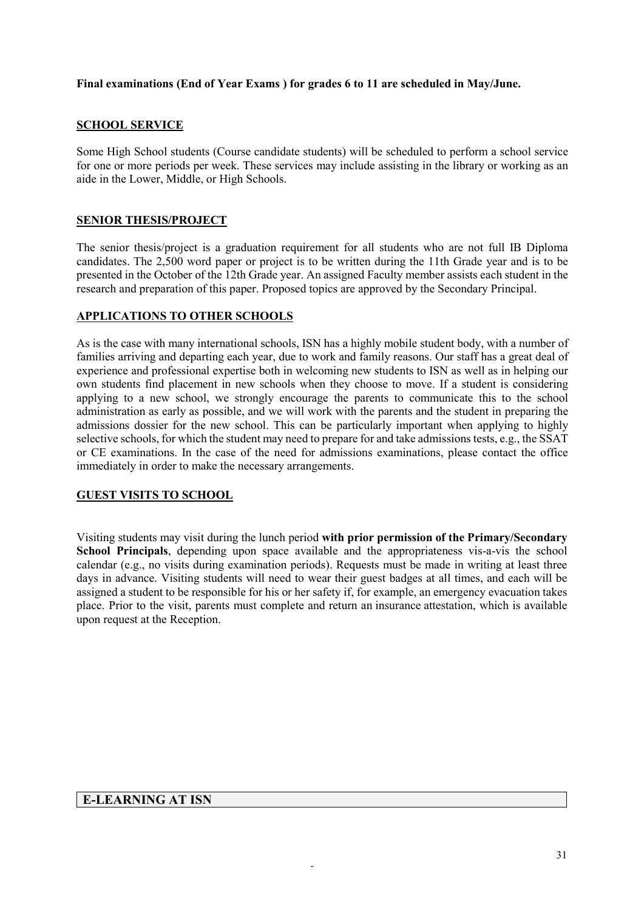**Final examinations (End of Year Exams ) for grades 6 to 11 are scheduled in May/June.**

## SCHOOL SERVICE

Some High School students (Course candidate students) will be scheduled to perform a school service for one or more periods per week. These services may include assisting in the library or working as an aide in the Lower, Middle, or High Schools.

## SENIOR THESIS/PROJECT

The senior thesis/project is a graduation requirement for all students who are not full IB Diploma candidates. The 2,500 word paper or project is to be written during the 11th Grade year and is to be presented in the October of the 12th Grade year. An assigned Faculty member assists each student in the research and preparation of this paper. Proposed topics are approved by the Secondary Principal.

## APPLICATIONS TO OTHER SCHOOLS

As is the case with many international schools, ISN has a highly mobile student body, with a number of families arriving and departing each year, due to work and family reasons. Our staff has a great deal of experience and professional expertise both in welcoming new students to ISN as well as in helping our own students find placement in new schools when they choose to move. If a student is considering applying to a new school, we strongly encourage the parents to communicate this to the school administration as early as possible, and we will work with the parents and the student in preparing the admissions dossier for the new school. This can be particularly important when applying to highly selective schools, for which the student may need to prepare for and take admissions tests, e.g., the SSAT or CE examinations. In the case of the need for admissions examinations, please contact the office immediately in order to make the necessary arrangements.

## GUEST VISITS TO SCHOOL

Visiting students may visit during the lunch period **with prior permission of the Primary/Secondary School Principals**, depending upon space available and the appropriateness vis-a-vis the school calendar (e.g., no visits during examination periods). Requests must be made in writing at least three days in advance. Visiting students will need to wear their guest badges at all times, and each will be assigned a student to be responsible for his or her safety if, for example, an emergency evacuation takes place. Prior to the visit, parents must complete and return an insurance attestation, which is available upon request at the Reception.

# E-LEARNING AT ISN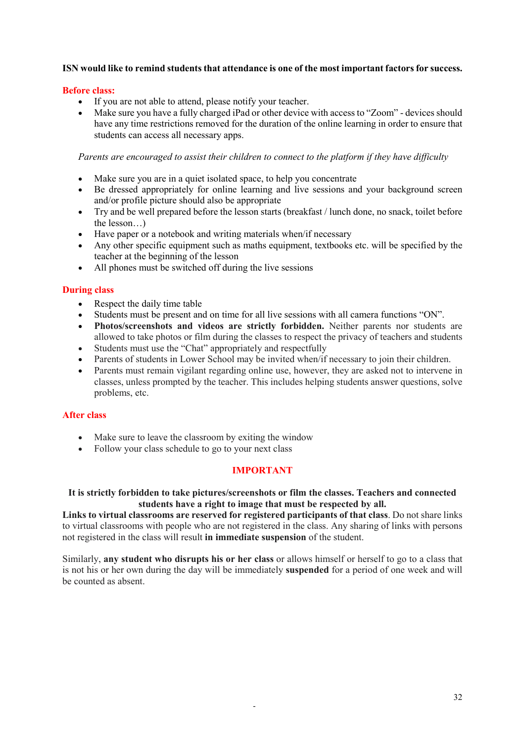**ISN would like to remind students that attendance is one of the most important factors for success.**

## Before class:

- If you are not able to attend, please notify your teacher.
- Make sure you have a fully charged iPad or other device with access to "Zoom" - devices should have any time restrictions removed for the duration of the online learning in order to ensure that students can access all necessary apps.

*Parents are encouraged to assist their children to connect to the platform if they have difficulty*

- Make sure you are in a quiet isolated space, to help you concentrate
- Be dressed appropriately for online learning and live sessions and your background screen and/or profile picture should also be appropriate
- Try and be well prepared before the lesson starts (breakfast / lunch done, no snack, toilet before the lesson…)
- Have paper or a notebook and writing materials when/if necessary
- Any other specific equipment such as maths equipment, textbooks etc. will be specified by the teacher at the beginning of the lesson
- All phones must be switched off during the live sessions

## During class

- Respect the daily time table
- Students must be present and on time for all live sessions with all camera functions "ON".
- **Photos/screenshots and videos are strictly forbidden.** Neither parents nor students are allowed to take photos or film during the classes to respect the privacy of teachers and students
- Students must use the "Chat" appropriately and respectfully
- Parents of students in Lower School may be invited when/if necessary to join their children.
- Parents must remain vigilant regarding online use, however, they are asked not to intervene in classes, unless prompted by the teacher. This includes helping students answer questions, solve problems, etc.

## After class

- Make sure to leave the classroom by exiting the window
- Follow your class schedule to go to your next class

## IMPORTANT

**It is strictly forbidden to take pictures/screenshots or film the classes. Teachers and connected students have a right to image that must be respected by all.**

**Links to virtual classrooms are reserved for registered participants of that class**. Do not share links to virtual classrooms with people who are not registered in the class. Any sharing of links with persons not registered in the class will result **in immediate suspension** of the student.

Similarly, **any student who disrupts his or her class** or allows himself or herself to go to a class that is not his or her own during the day will be immediately **suspended** for a period of one week and will be counted as absent.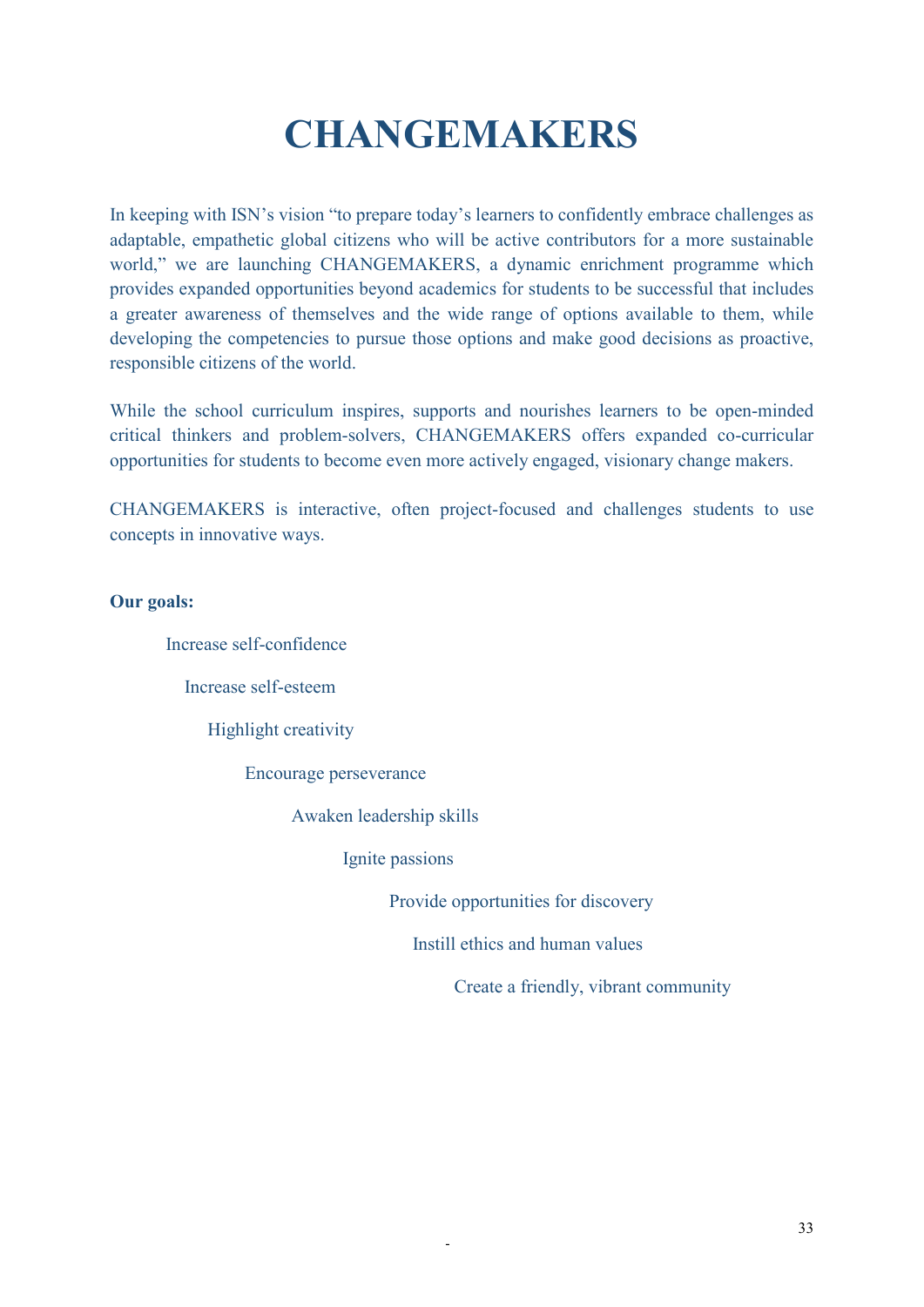# CHANGEMAKERS

In keeping with ISN's vision "to prepare today's learners to confidently embrace challenges as adaptable, empathetic global citizens who will be active contributors for a more sustainable world," we are launching CHANGEMAKERS, a dynamic enrichment programme which provides expanded opportunities beyond academics for students to be successful that includes a greater awareness of themselves and the wide range of options available to them, while developing the competencies to pursue those options and make good decisions as proactive, responsible citizens of the world.

While the school curriculum inspires, supports and nourishes learners to be open-minded critical thinkers and problem-solvers, CHANGEMAKERS offers expanded co-curricular opportunities for students to become even more actively engaged, visionary change makers.

CHANGEMAKERS is interactive, often project-focused and challenges students to use concepts in innovative ways.

**Our goals:**

Increase self-confidence

Increase self-esteem

Highlight creativity

Encourage perseverance

Awaken leadership skills

Ignite passions

Provide opportunities for discovery

Instill ethics and human values

Create a friendly, vibrant community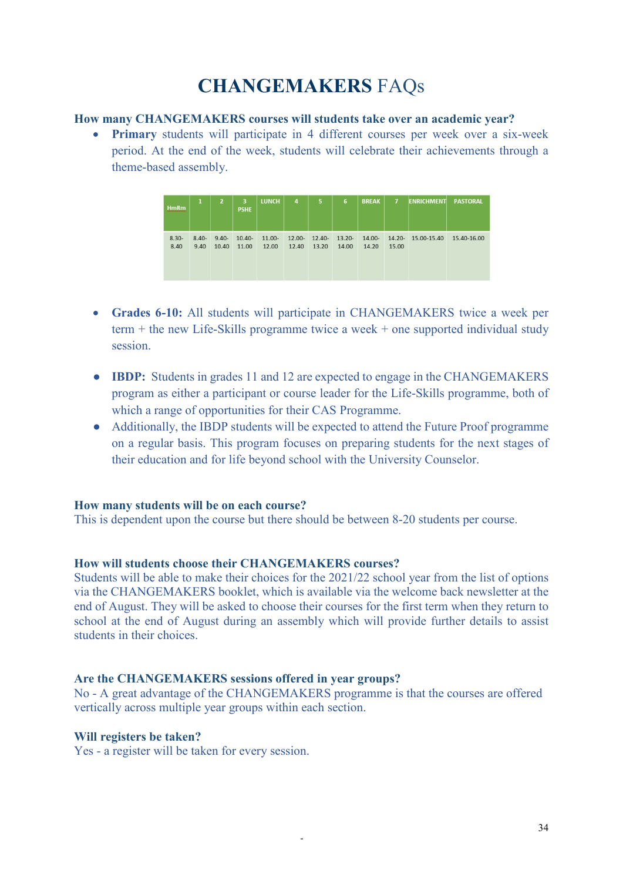# CHANGEMAKERS FAQs

**How many CHANGEMAKERS courses will students take over an academic year?**

- **Primary** students will participate in 4 different courses per week over a six-week period. At the end of the week, students will celebrate their achievements through a theme-based assembly.

| HmRm | 1 | 2 | 3 PSHE | LUNCH | 4 | 5 | 6 | BREAK | 7 | ENRICHMENT | PASTORAL |
|---|---|---|---|---|---|---|---|---|---|---|---|
| 8.30-8.40 | 8.40-9.40 | 9.40-10.40 | 10.40-11.00 | 11.00-12.00 | 12.00-12.40 | 12.40-13.20 | 13.20-14.00 | 14.00-14.20 | 14.20-15.00 | 15.00-15.40 | 15.40-16.00 |

- **Grades 6-10:** All students will participate in CHANGEMAKERS twice a week per term + the new Life-Skills programme twice a week + one supported individual study session.

- **IBDP:** Students in grades 11 and 12 are expected to engage in the CHANGEMAKERS program as either a participant or course leader for the Life-Skills programme, both of which a range of opportunities for their CAS Programme.
- Additionally, the IBDP students will be expected to attend the Future Proof programme on a regular basis. This program focuses on preparing students for the next stages of their education and for life beyond school with the University Counselor.

**How many students will be on each course?**

This is dependent upon the course but there should be between 8-20 students per course.

**How will students choose their CHANGEMAKERS courses?**

Students will be able to make their choices for the 2021/22 school year from the list of options via the CHANGEMAKERS booklet, which is available via the welcome back newsletter at the end of August. They will be asked to choose their courses for the first term when they return to school at the end of August during an assembly which will provide further details to assist students in their choices.

**Are the CHANGEMAKERS sessions offered in year groups?**

No - A great advantage of the CHANGEMAKERS programme is that the courses are offered vertically across multiple year groups within each section.

**Will registers be taken?**

Yes - a register will be taken for every session.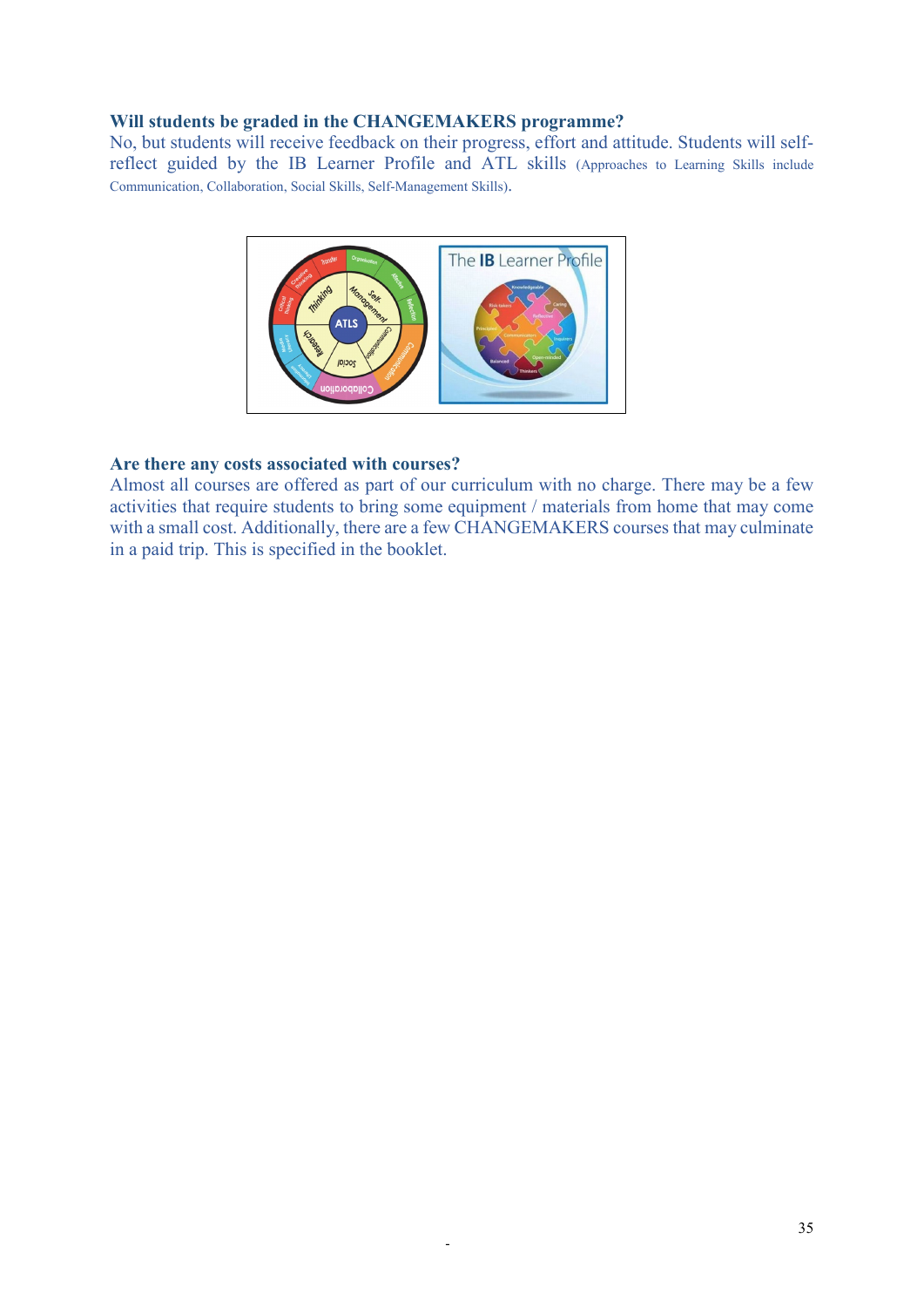**Will students be graded in the CHANGEMAKERS programme?**

No, but students will receive feedback on their progress, effort and attitude. Students will self-reflect guided by the IB Learner Profile and ATL skills (Approaches to Learning Skills include Communication, Collaboration, Social Skills, Self-Management Skills).

**Are there any costs associated with courses?**

Almost all courses are offered as part of our curriculum with no charge. There may be a few activities that require students to bring some equipment / materials from home that may come with a small cost. Additionally, there are a few CHANGEMAKERS courses that may culminate in a paid trip. This is specified in the booklet.